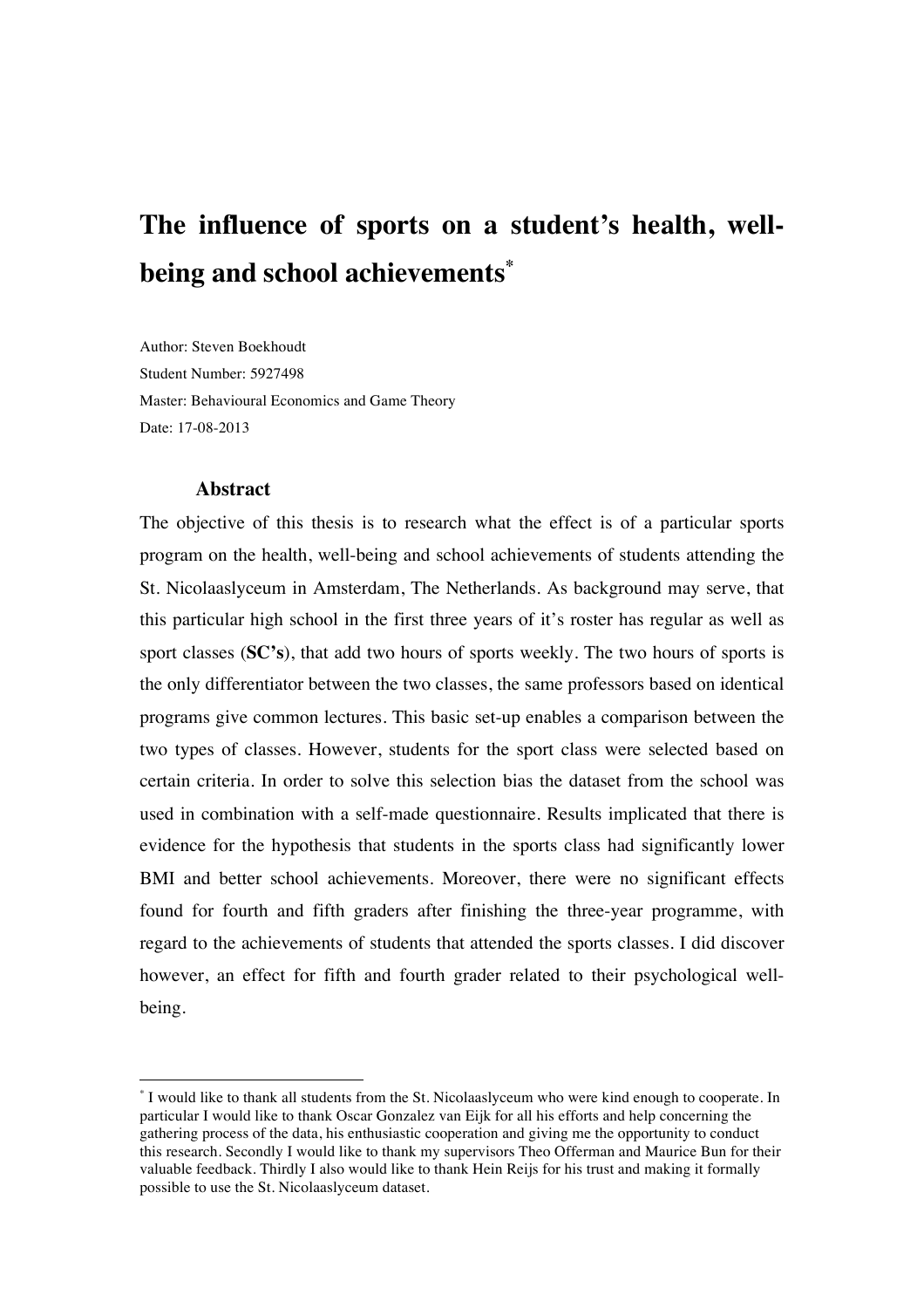# The influence of sports on a student's health, well-being and school achievements[*]

Author: Steven Boekhoudt
Student Number: 5927498
Master: Behavioural Economics and Game Theory
Date: 17-08-2013

## Abstract

The objective of this thesis is to research what the effect is of a particular sports program on the health, well-being and school achievements of students attending the St. Nicolaaslyceum in Amsterdam, The Netherlands. As background may serve, that this particular high school in the first three years of it's roster has regular as well as sport classes (**SC's**), that add two hours of sports weekly. The two hours of sports is the only differentiator between the two classes, the same professors based on identical programs give common lectures. This basic set-up enables a comparison between the two types of classes. However, students for the sport class were selected based on certain criteria. In order to solve this selection bias the dataset from the school was used in combination with a self-made questionnaire. Results implicated that there is evidence for the hypothesis that students in the sports class had significantly lower BMI and better school achievements. Moreover, there were no significant effects found for fourth and fifth graders after finishing the three-year programme, with regard to the achievements of students that attended the sports classes. I did discover however, an effect for fifth and fourth grader related to their psychological well-being.

---

[*] I would like to thank all students from the St. Nicolaaslyceum who were kind enough to cooperate. In particular I would like to thank Oscar Gonzalez van Eijk for all his efforts and help concerning the gathering process of the data, his enthusiastic cooperation and giving me the opportunity to conduct this research. Secondly I would like to thank my supervisors Theo Offerman and Maurice Bun for their valuable feedback. Thirdly I also would like to thank Hein Reijs for his trust and making it formally possible to use the St. Nicolaaslyceum dataset.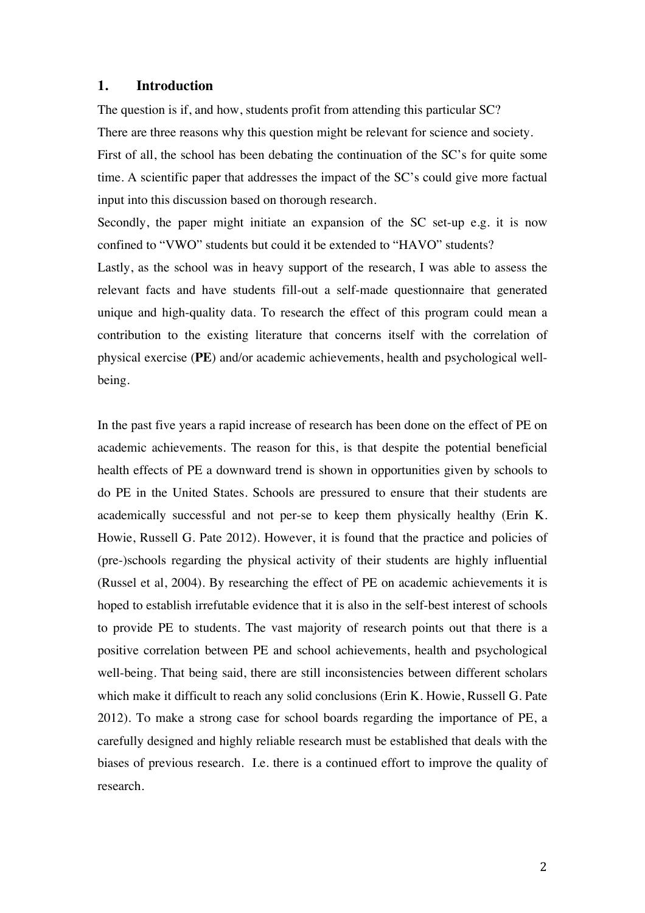## 1. Introduction

The question is if, and how, students profit from attending this particular SC?

There are three reasons why this question might be relevant for science and society.

First of all, the school has been debating the continuation of the SC's for quite some time. A scientific paper that addresses the impact of the SC's could give more factual input into this discussion based on thorough research.

Secondly, the paper might initiate an expansion of the SC set-up e.g. it is now confined to "VWO" students but could it be extended to "HAVO" students?

Lastly, as the school was in heavy support of the research, I was able to assess the relevant facts and have students fill-out a self-made questionnaire that generated unique and high-quality data. To research the effect of this program could mean a contribution to the existing literature that concerns itself with the correlation of physical exercise (**PE**) and/or academic achievements, health and psychological well-being.

In the past five years a rapid increase of research has been done on the effect of PE on academic achievements. The reason for this, is that despite the potential beneficial health effects of PE a downward trend is shown in opportunities given by schools to do PE in the United States. Schools are pressured to ensure that their students are academically successful and not per-se to keep them physically healthy (Erin K. Howie, Russell G. Pate 2012). However, it is found that the practice and policies of (pre-)schools regarding the physical activity of their students are highly influential (Russel et al, 2004). By researching the effect of PE on academic achievements it is hoped to establish irrefutable evidence that it is also in the self-best interest of schools to provide PE to students. The vast majority of research points out that there is a positive correlation between PE and school achievements, health and psychological well-being. That being said, there are still inconsistencies between different scholars which make it difficult to reach any solid conclusions (Erin K. Howie, Russell G. Pate 2012). To make a strong case for school boards regarding the importance of PE, a carefully designed and highly reliable research must be established that deals with the biases of previous research. I.e. there is a continued effort to improve the quality of research.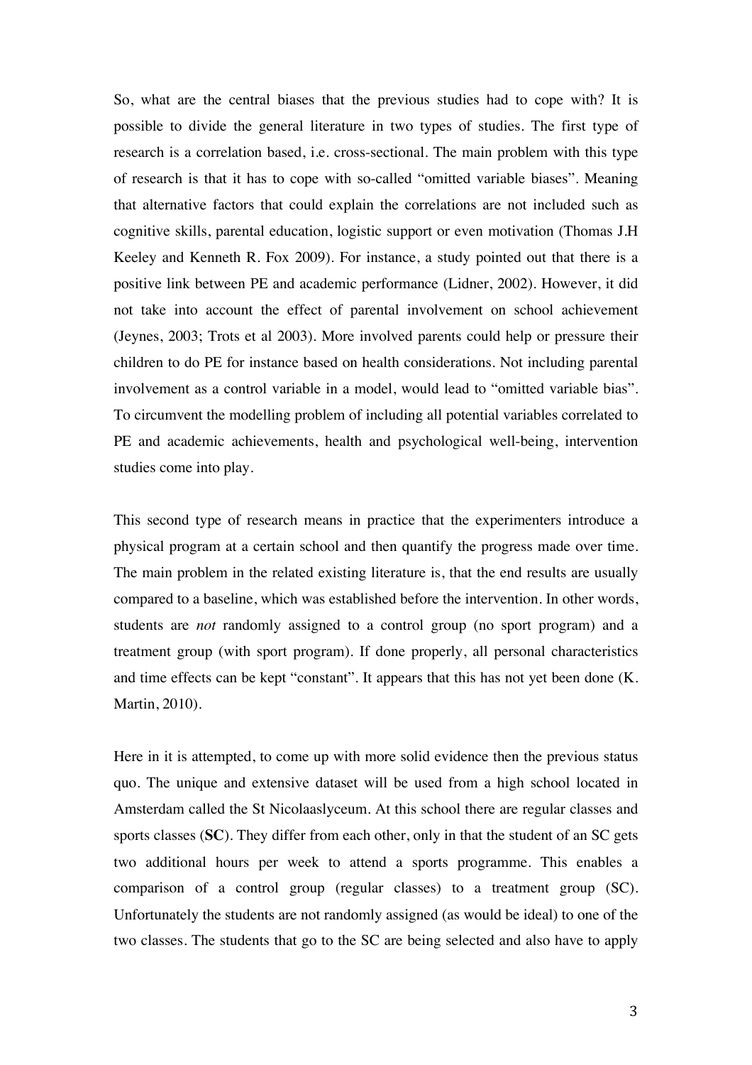So, what are the central biases that the previous studies had to cope with? It is possible to divide the general literature in two types of studies. The first type of research is a correlation based, i.e. cross-sectional. The main problem with this type of research is that it has to cope with so-called "omitted variable biases". Meaning that alternative factors that could explain the correlations are not included such as cognitive skills, parental education, logistic support or even motivation (Thomas J.H Keeley and Kenneth R. Fox 2009). For instance, a study pointed out that there is a positive link between PE and academic performance (Lidner, 2002). However, it did not take into account the effect of parental involvement on school achievement (Jeynes, 2003; Trots et al 2003). More involved parents could help or pressure their children to do PE for instance based on health considerations. Not including parental involvement as a control variable in a model, would lead to "omitted variable bias". To circumvent the modelling problem of including all potential variables correlated to PE and academic achievements, health and psychological well-being, intervention studies come into play.

This second type of research means in practice that the experimenters introduce a physical program at a certain school and then quantify the progress made over time. The main problem in the related existing literature is, that the end results are usually compared to a baseline, which was established before the intervention. In other words, students are *not* randomly assigned to a control group (no sport program) and a treatment group (with sport program). If done properly, all personal characteristics and time effects can be kept "constant". It appears that this has not yet been done (K. Martin, 2010).

Here in it is attempted, to come up with more solid evidence then the previous status quo. The unique and extensive dataset will be used from a high school located in Amsterdam called the St Nicolaaslyceum. At this school there are regular classes and sports classes (**SC**). They differ from each other, only in that the student of an SC gets two additional hours per week to attend a sports programme. This enables a comparison of a control group (regular classes) to a treatment group (SC). Unfortunately the students are not randomly assigned (as would be ideal) to one of the two classes. The students that go to the SC are being selected and also have to apply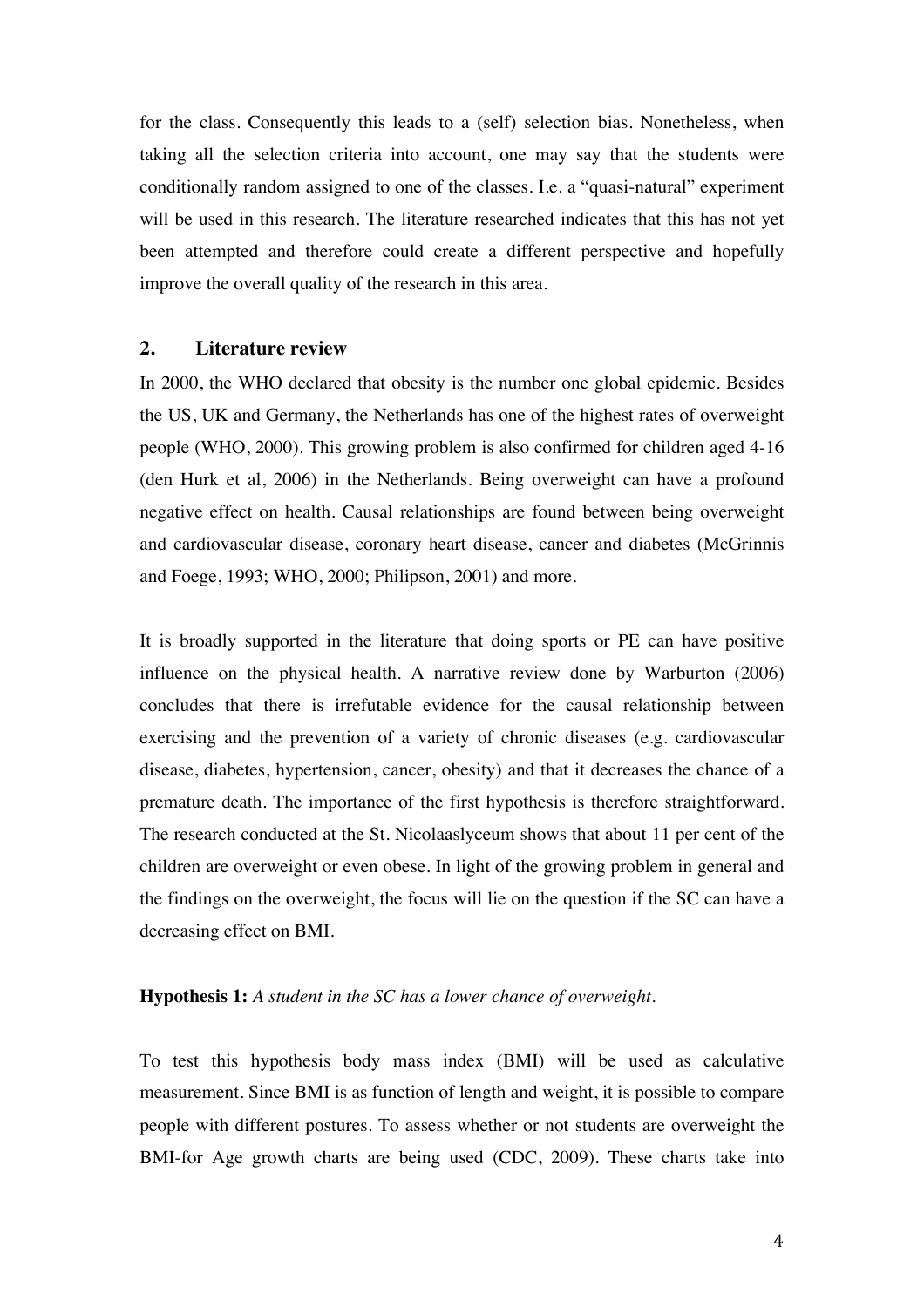for the class. Consequently this leads to a (self) selection bias. Nonetheless, when taking all the selection criteria into account, one may say that the students were conditionally random assigned to one of the classes. I.e. a "quasi-natural" experiment will be used in this research. The literature researched indicates that this has not yet been attempted and therefore could create a different perspective and hopefully improve the overall quality of the research in this area.

## 2. Literature review

In 2000, the WHO declared that obesity is the number one global epidemic. Besides the US, UK and Germany, the Netherlands has one of the highest rates of overweight people (WHO, 2000). This growing problem is also confirmed for children aged 4-16 (den Hurk et al, 2006) in the Netherlands. Being overweight can have a profound negative effect on health. Causal relationships are found between being overweight and cardiovascular disease, coronary heart disease, cancer and diabetes (McGrinnis and Foege, 1993; WHO, 2000; Philipson, 2001) and more.

It is broadly supported in the literature that doing sports or PE can have positive influence on the physical health. A narrative review done by Warburton (2006) concludes that there is irrefutable evidence for the causal relationship between exercising and the prevention of a variety of chronic diseases (e.g. cardiovascular disease, diabetes, hypertension, cancer, obesity) and that it decreases the chance of a premature death. The importance of the first hypothesis is therefore straightforward. The research conducted at the St. Nicolaaslyceum shows that about 11 per cent of the children are overweight or even obese. In light of the growing problem in general and the findings on the overweight, the focus will lie on the question if the SC can have a decreasing effect on BMI.

**Hypothesis 1:** *A student in the SC has a lower chance of overweight.*

To test this hypothesis body mass index (BMI) will be used as calculative measurement. Since BMI is as function of length and weight, it is possible to compare people with different postures. To assess whether or not students are overweight the BMI-for Age growth charts are being used (CDC, 2009). These charts take into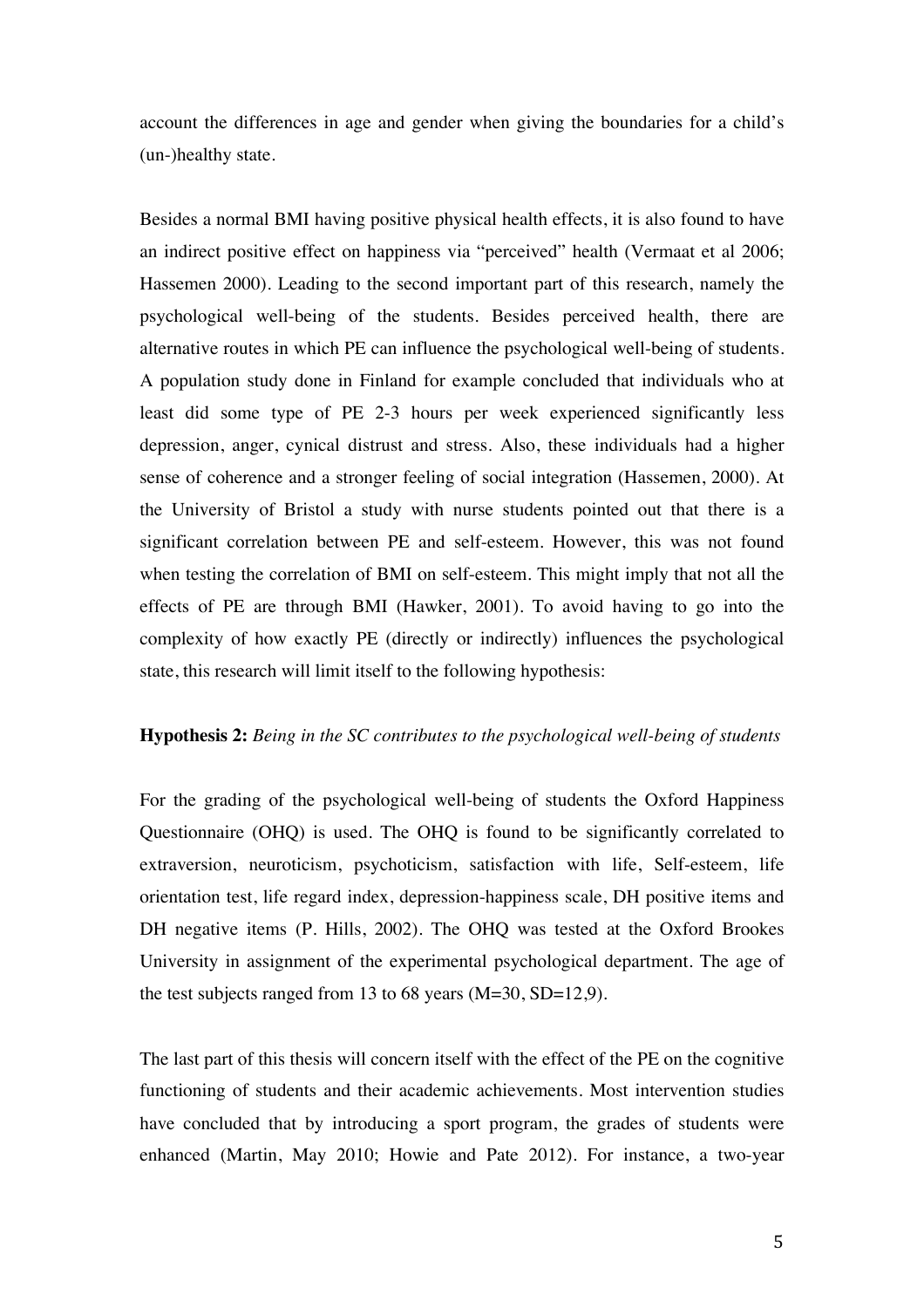account the differences in age and gender when giving the boundaries for a child's (un-)healthy state.

Besides a normal BMI having positive physical health effects, it is also found to have an indirect positive effect on happiness via "perceived" health (Vermaat et al 2006; Hassemen 2000). Leading to the second important part of this research, namely the psychological well-being of the students. Besides perceived health, there are alternative routes in which PE can influence the psychological well-being of students. A population study done in Finland for example concluded that individuals who at least did some type of PE 2-3 hours per week experienced significantly less depression, anger, cynical distrust and stress. Also, these individuals had a higher sense of coherence and a stronger feeling of social integration (Hassemen, 2000). At the University of Bristol a study with nurse students pointed out that there is a significant correlation between PE and self-esteem. However, this was not found when testing the correlation of BMI on self-esteem. This might imply that not all the effects of PE are through BMI (Hawker, 2001). To avoid having to go into the complexity of how exactly PE (directly or indirectly) influences the psychological state, this research will limit itself to the following hypothesis:

**Hypothesis 2:** *Being in the SC contributes to the psychological well-being of students*

For the grading of the psychological well-being of students the Oxford Happiness Questionnaire (OHQ) is used. The OHQ is found to be significantly correlated to extraversion, neuroticism, psychoticism, satisfaction with life, Self-esteem, life orientation test, life regard index, depression-happiness scale, DH positive items and DH negative items (P. Hills, 2002). The OHQ was tested at the Oxford Brookes University in assignment of the experimental psychological department. The age of the test subjects ranged from 13 to 68 years (M=30, SD=12,9).

The last part of this thesis will concern itself with the effect of the PE on the cognitive functioning of students and their academic achievements. Most intervention studies have concluded that by introducing a sport program, the grades of students were enhanced (Martin, May 2010; Howie and Pate 2012). For instance, a two-year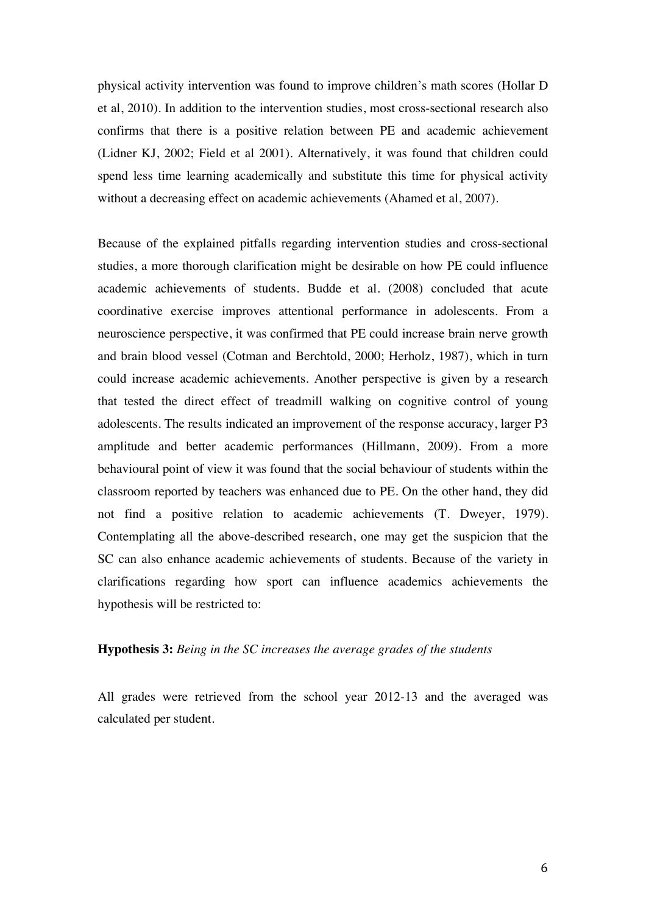physical activity intervention was found to improve children's math scores (Hollar D et al, 2010). In addition to the intervention studies, most cross-sectional research also confirms that there is a positive relation between PE and academic achievement (Lidner KJ, 2002; Field et al 2001). Alternatively, it was found that children could spend less time learning academically and substitute this time for physical activity without a decreasing effect on academic achievements (Ahamed et al, 2007).

Because of the explained pitfalls regarding intervention studies and cross-sectional studies, a more thorough clarification might be desirable on how PE could influence academic achievements of students. Budde et al. (2008) concluded that acute coordinative exercise improves attentional performance in adolescents. From a neuroscience perspective, it was confirmed that PE could increase brain nerve growth and brain blood vessel (Cotman and Berchtold, 2000; Herholz, 1987), which in turn could increase academic achievements. Another perspective is given by a research that tested the direct effect of treadmill walking on cognitive control of young adolescents. The results indicated an improvement of the response accuracy, larger P3 amplitude and better academic performances (Hillmann, 2009). From a more behavioural point of view it was found that the social behaviour of students within the classroom reported by teachers was enhanced due to PE. On the other hand, they did not find a positive relation to academic achievements (T. Dweyer, 1979). Contemplating all the above-described research, one may get the suspicion that the SC can also enhance academic achievements of students. Because of the variety in clarifications regarding how sport can influence academics achievements the hypothesis will be restricted to:

**Hypothesis 3:** *Being in the SC increases the average grades of the students*

All grades were retrieved from the school year 2012-13 and the averaged was calculated per student.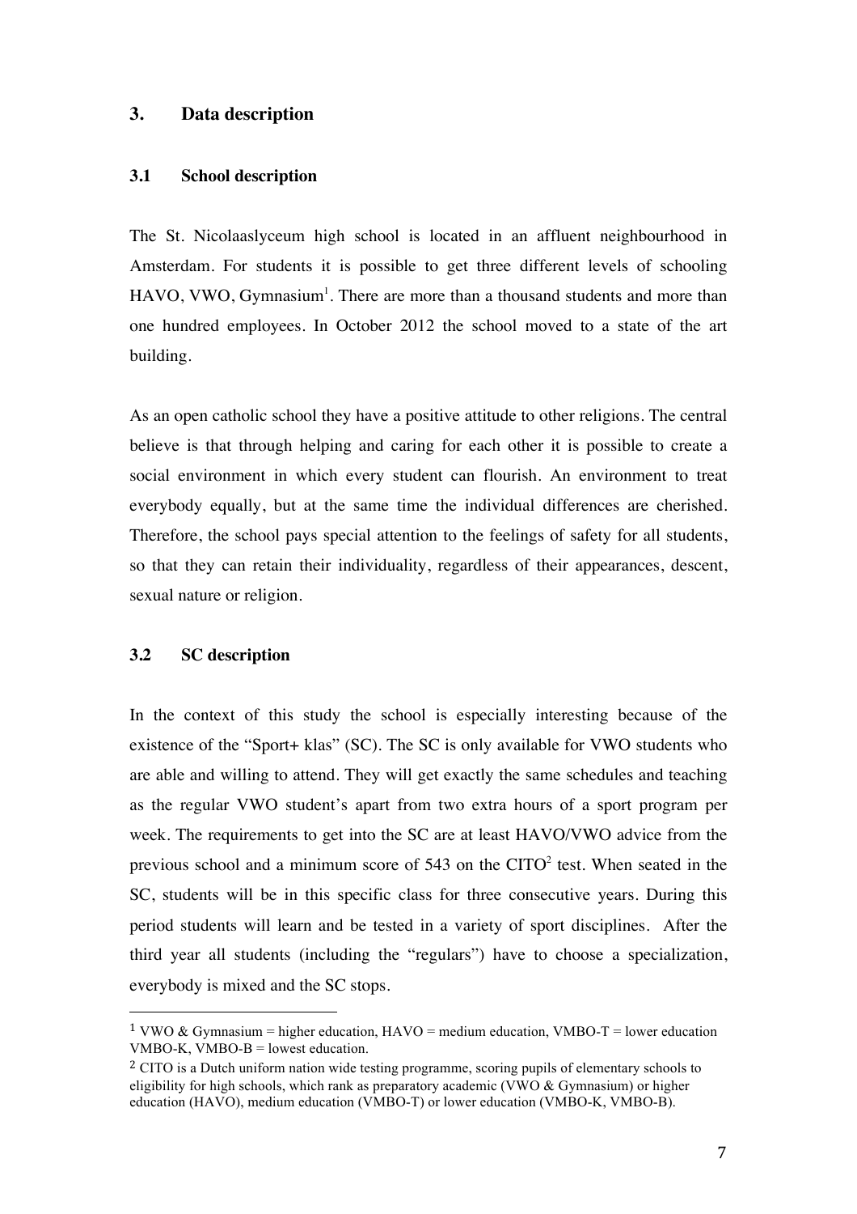## 3. Data description

### 3.1 School description

The St. Nicolaaslyceum high school is located in an affluent neighbourhood in Amsterdam. For students it is possible to get three different levels of schooling HAVO, VWO, Gymnasium[1]. There are more than a thousand students and more than one hundred employees. In October 2012 the school moved to a state of the art building.

As an open catholic school they have a positive attitude to other religions. The central believe is that through helping and caring for each other it is possible to create a social environment in which every student can flourish. An environment to treat everybody equally, but at the same time the individual differences are cherished. Therefore, the school pays special attention to the feelings of safety for all students, so that they can retain their individuality, regardless of their appearances, descent, sexual nature or religion.

### 3.2 SC description

In the context of this study the school is especially interesting because of the existence of the "Sport+ klas" (SC). The SC is only available for VWO students who are able and willing to attend. They will get exactly the same schedules and teaching as the regular VWO student's apart from two extra hours of a sport program per week. The requirements to get into the SC are at least HAVO/VWO advice from the previous school and a minimum score of 543 on the CITO[2] test. When seated in the SC, students will be in this specific class for three consecutive years. During this period students will learn and be tested in a variety of sport disciplines. After the third year all students (including the "regulars") have to choose a specialization, everybody is mixed and the SC stops.

---

[1] VWO & Gymnasium = higher education, HAVO = medium education, VMBO-T = lower education VMBO-K, VMBO-B = lowest education.

[2] CITO is a Dutch uniform nation wide testing programme, scoring pupils of elementary schools to eligibility for high schools, which rank as preparatory academic (VWO & Gymnasium) or higher education (HAVO), medium education (VMBO-T) or lower education (VMBO-K, VMBO-B).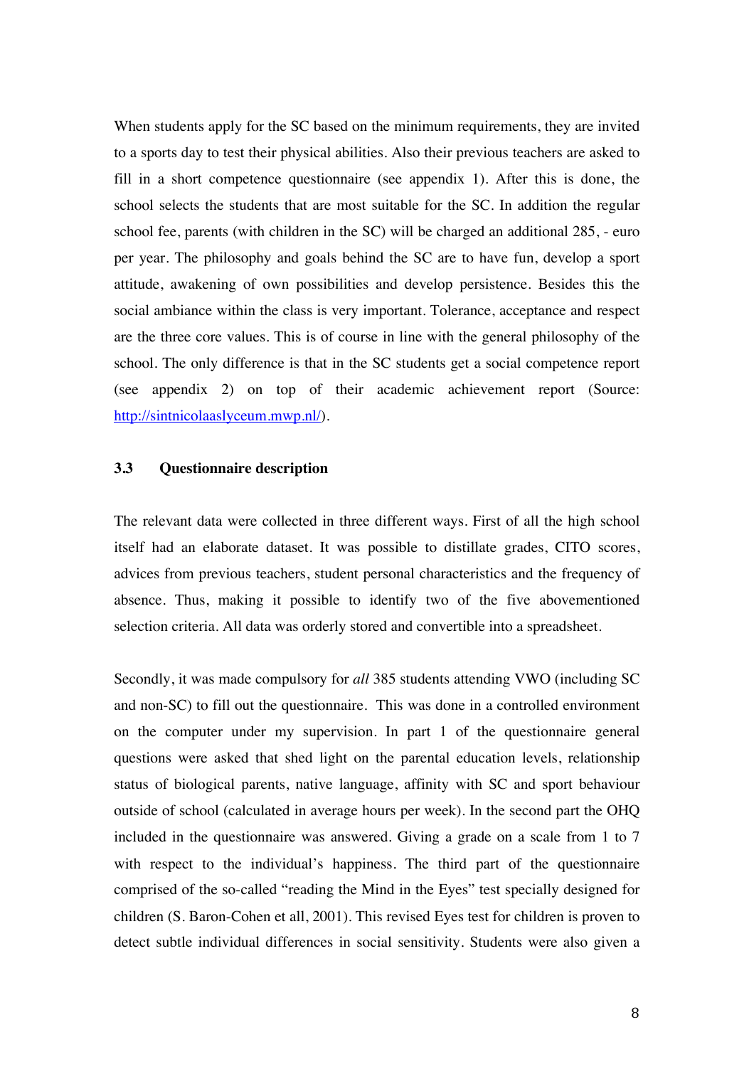When students apply for the SC based on the minimum requirements, they are invited to a sports day to test their physical abilities. Also their previous teachers are asked to fill in a short competence questionnaire (see appendix 1). After this is done, the school selects the students that are most suitable for the SC. In addition the regular school fee, parents (with children in the SC) will be charged an additional 285, - euro per year. The philosophy and goals behind the SC are to have fun, develop a sport attitude, awakening of own possibilities and develop persistence. Besides this the social ambiance within the class is very important. Tolerance, acceptance and respect are the three core values. This is of course in line with the general philosophy of the school. The only difference is that in the SC students get a social competence report (see appendix 2) on top of their academic achievement report (Source: [http://sintnicolaaslyceum.mwp.nl/](http://sintnicolaaslyceum.mwp.nl/)).

### 3.3 Questionnaire description

The relevant data were collected in three different ways. First of all the high school itself had an elaborate dataset. It was possible to distillate grades, CITO scores, advices from previous teachers, student personal characteristics and the frequency of absence. Thus, making it possible to identify two of the five abovementioned selection criteria. All data was orderly stored and convertible into a spreadsheet.

Secondly, it was made compulsory for *all* 385 students attending VWO (including SC and non-SC) to fill out the questionnaire. This was done in a controlled environment on the computer under my supervision. In part 1 of the questionnaire general questions were asked that shed light on the parental education levels, relationship status of biological parents, native language, affinity with SC and sport behaviour outside of school (calculated in average hours per week). In the second part the OHQ included in the questionnaire was answered. Giving a grade on a scale from 1 to 7 with respect to the individual's happiness. The third part of the questionnaire comprised of the so-called "reading the Mind in the Eyes" test specially designed for children (S. Baron-Cohen et all, 2001). This revised Eyes test for children is proven to detect subtle individual differences in social sensitivity. Students were also given a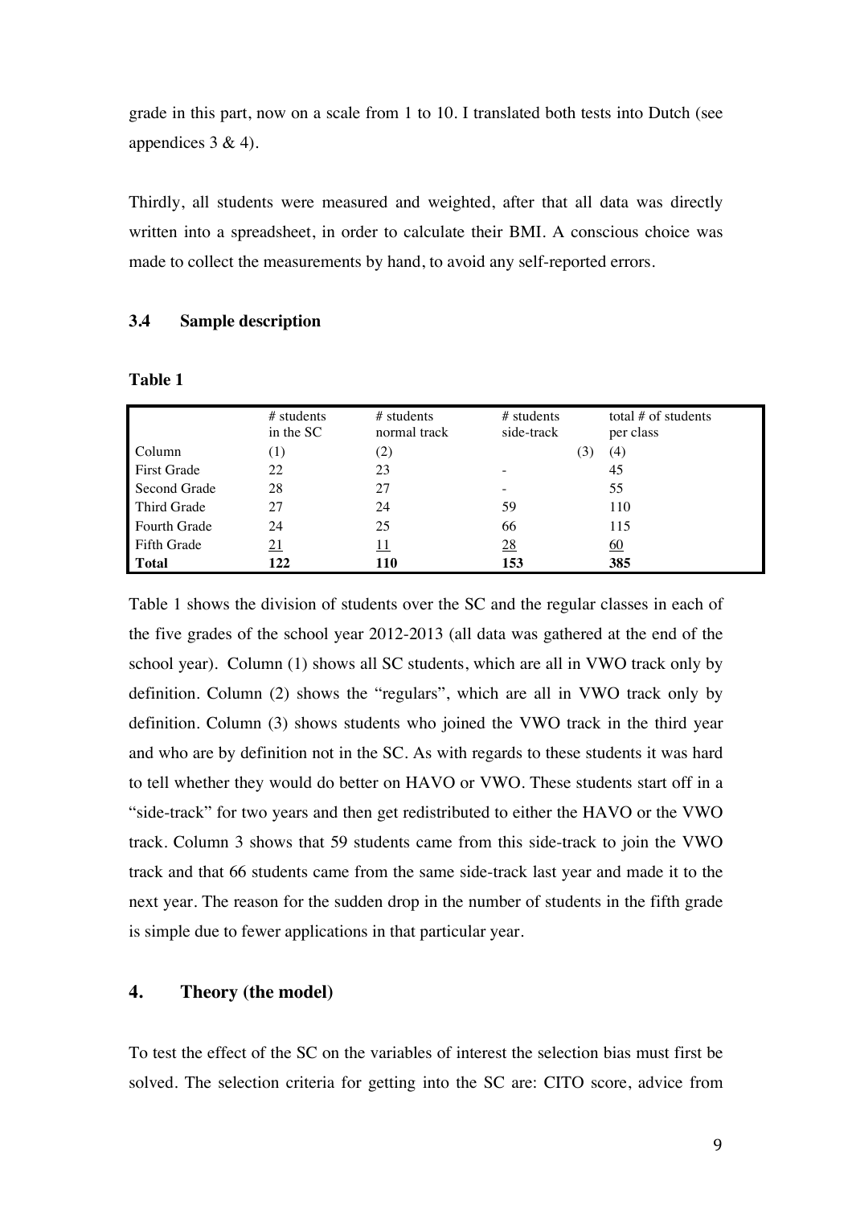grade in this part, now on a scale from 1 to 10. I translated both tests into Dutch (see appendices 3 & 4).

Thirdly, all students were measured and weighted, after that all data was directly written into a spreadsheet, in order to calculate their BMI. A conscious choice was made to collect the measurements by hand, to avoid any self-reported errors.

### 3.4 Sample description

**Table 1**

| | # students in the SC | # students normal track | # students side-track | total # of students per class |
|---|---|---|---|---|
| Column | (1) | (2) | (3) | (4) |
| First Grade | 22 | 23 | - | 45 |
| Second Grade | 28 | 27 | - | 55 |
| Third Grade | 27 | 24 | 59 | 110 |
| Fourth Grade | 24 | 25 | 66 | 115 |
| Fifth Grade | 21 | 11 | 28 | 60 |
| **Total** | **122** | **110** | **153** | **385** |

Table 1 shows the division of students over the SC and the regular classes in each of the five grades of the school year 2012-2013 (all data was gathered at the end of the school year). Column (1) shows all SC students, which are all in VWO track only by definition. Column (2) shows the "regulars", which are all in VWO track only by definition. Column (3) shows students who joined the VWO track in the third year and who are by definition not in the SC. As with regards to these students it was hard to tell whether they would do better on HAVO or VWO. These students start off in a "side-track" for two years and then get redistributed to either the HAVO or the VWO track. Column 3 shows that 59 students came from this side-track to join the VWO track and that 66 students came from the same side-track last year and made it to the next year. The reason for the sudden drop in the number of students in the fifth grade is simple due to fewer applications in that particular year.

## 4. Theory (the model)

To test the effect of the SC on the variables of interest the selection bias must first be solved. The selection criteria for getting into the SC are: CITO score, advice from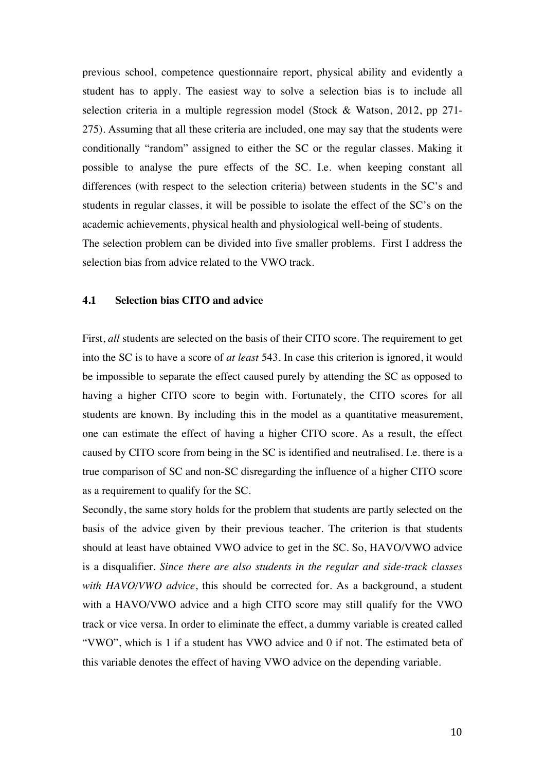previous school, competence questionnaire report, physical ability and evidently a student has to apply. The easiest way to solve a selection bias is to include all selection criteria in a multiple regression model (Stock & Watson, 2012, pp 271-275). Assuming that all these criteria are included, one may say that the students were conditionally "random" assigned to either the SC or the regular classes. Making it possible to analyse the pure effects of the SC. I.e. when keeping constant all differences (with respect to the selection criteria) between students in the SC's and students in regular classes, it will be possible to isolate the effect of the SC's on the academic achievements, physical health and physiological well-being of students.
The selection problem can be divided into five smaller problems. First I address the selection bias from advice related to the VWO track.

### 4.1 Selection bias CITO and advice

First, *all* students are selected on the basis of their CITO score. The requirement to get into the SC is to have a score of *at least* 543. In case this criterion is ignored, it would be impossible to separate the effect caused purely by attending the SC as opposed to having a higher CITO score to begin with. Fortunately, the CITO scores for all students are known. By including this in the model as a quantitative measurement, one can estimate the effect of having a higher CITO score. As a result, the effect caused by CITO score from being in the SC is identified and neutralised. I.e. there is a true comparison of SC and non-SC disregarding the influence of a higher CITO score as a requirement to qualify for the SC.
Secondly, the same story holds for the problem that students are partly selected on the basis of the advice given by their previous teacher. The criterion is that students should at least have obtained VWO advice to get in the SC. So, HAVO/VWO advice is a disqualifier. *Since there are also students in the regular and side-track classes with HAVO/VWO advice*, this should be corrected for. As a background, a student with a HAVO/VWO advice and a high CITO score may still qualify for the VWO track or vice versa. In order to eliminate the effect, a dummy variable is created called "VWO", which is 1 if a student has VWO advice and 0 if not. The estimated beta of this variable denotes the effect of having VWO advice on the depending variable.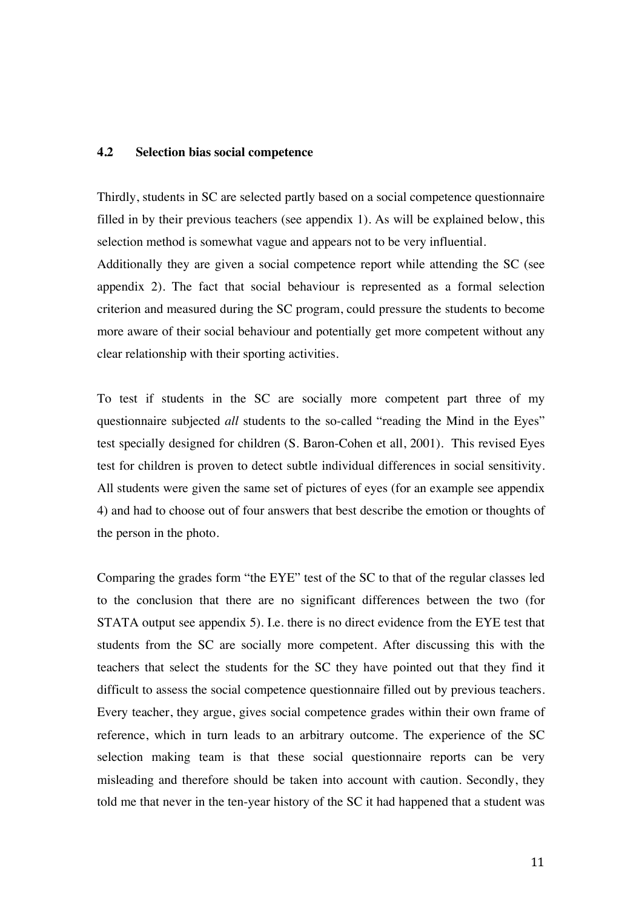### 4.2 Selection bias social competence

Thirdly, students in SC are selected partly based on a social competence questionnaire filled in by their previous teachers (see appendix 1). As will be explained below, this selection method is somewhat vague and appears not to be very influential.
Additionally they are given a social competence report while attending the SC (see appendix 2). The fact that social behaviour is represented as a formal selection criterion and measured during the SC program, could pressure the students to become more aware of their social behaviour and potentially get more competent without any clear relationship with their sporting activities.

To test if students in the SC are socially more competent part three of my questionnaire subjected *all* students to the so-called "reading the Mind in the Eyes" test specially designed for children (S. Baron-Cohen et all, 2001). This revised Eyes test for children is proven to detect subtle individual differences in social sensitivity. All students were given the same set of pictures of eyes (for an example see appendix 4) and had to choose out of four answers that best describe the emotion or thoughts of the person in the photo.

Comparing the grades form "the EYE" test of the SC to that of the regular classes led to the conclusion that there are no significant differences between the two (for STATA output see appendix 5). I.e. there is no direct evidence from the EYE test that students from the SC are socially more competent. After discussing this with the teachers that select the students for the SC they have pointed out that they find it difficult to assess the social competence questionnaire filled out by previous teachers. Every teacher, they argue, gives social competence grades within their own frame of reference, which in turn leads to an arbitrary outcome. The experience of the SC selection making team is that these social questionnaire reports can be very misleading and therefore should be taken into account with caution. Secondly, they told me that never in the ten-year history of the SC it had happened that a student was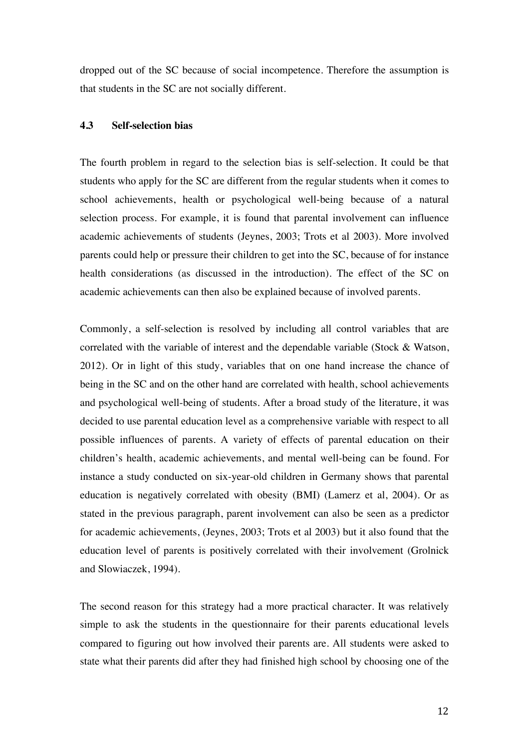dropped out of the SC because of social incompetence. Therefore the assumption is that students in the SC are not socially different.

### 4.3 Self-selection bias

The fourth problem in regard to the selection bias is self-selection. It could be that students who apply for the SC are different from the regular students when it comes to school achievements, health or psychological well-being because of a natural selection process. For example, it is found that parental involvement can influence academic achievements of students (Jeynes, 2003; Trots et al 2003). More involved parents could help or pressure their children to get into the SC, because of for instance health considerations (as discussed in the introduction). The effect of the SC on academic achievements can then also be explained because of involved parents.

Commonly, a self-selection is resolved by including all control variables that are correlated with the variable of interest and the dependable variable (Stock & Watson, 2012). Or in light of this study, variables that on one hand increase the chance of being in the SC and on the other hand are correlated with health, school achievements and psychological well-being of students. After a broad study of the literature, it was decided to use parental education level as a comprehensive variable with respect to all possible influences of parents. A variety of effects of parental education on their children's health, academic achievements, and mental well-being can be found. For instance a study conducted on six-year-old children in Germany shows that parental education is negatively correlated with obesity (BMI) (Lamerz et al, 2004). Or as stated in the previous paragraph, parent involvement can also be seen as a predictor for academic achievements, (Jeynes, 2003; Trots et al 2003) but it also found that the education level of parents is positively correlated with their involvement (Grolnick and Slowiaczek, 1994).

The second reason for this strategy had a more practical character. It was relatively simple to ask the students in the questionnaire for their parents educational levels compared to figuring out how involved their parents are. All students were asked to state what their parents did after they had finished high school by choosing one of the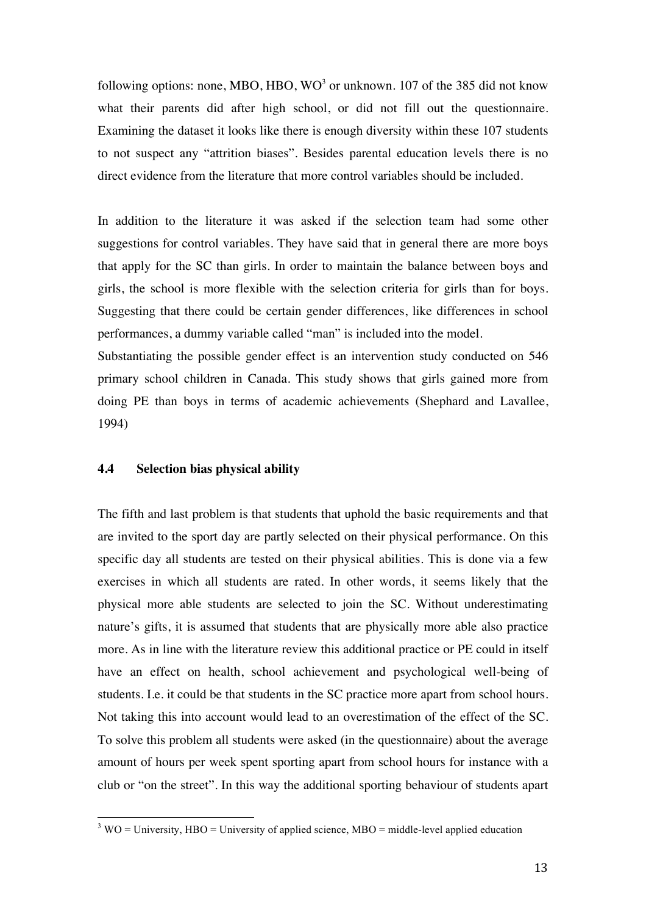following options: none, MBO, HBO, WO[3] or unknown. 107 of the 385 did not know what their parents did after high school, or did not fill out the questionnaire. Examining the dataset it looks like there is enough diversity within these 107 students to not suspect any "attrition biases". Besides parental education levels there is no direct evidence from the literature that more control variables should be included.

In addition to the literature it was asked if the selection team had some other suggestions for control variables. They have said that in general there are more boys that apply for the SC than girls. In order to maintain the balance between boys and girls, the school is more flexible with the selection criteria for girls than for boys. Suggesting that there could be certain gender differences, like differences in school performances, a dummy variable called "man" is included into the model.
Substantiating the possible gender effect is an intervention study conducted on 546 primary school children in Canada. This study shows that girls gained more from doing PE than boys in terms of academic achievements (Shephard and Lavallee, 1994)

### 4.4 Selection bias physical ability

The fifth and last problem is that students that uphold the basic requirements and that are invited to the sport day are partly selected on their physical performance. On this specific day all students are tested on their physical abilities. This is done via a few exercises in which all students are rated. In other words, it seems likely that the physical more able students are selected to join the SC. Without underestimating nature's gifts, it is assumed that students that are physically more able also practice more. As in line with the literature review this additional practice or PE could in itself have an effect on health, school achievement and psychological well-being of students. I.e. it could be that students in the SC practice more apart from school hours. Not taking this into account would lead to an overestimation of the effect of the SC. To solve this problem all students were asked (in the questionnaire) about the average amount of hours per week spent sporting apart from school hours for instance with a club or "on the street". In this way the additional sporting behaviour of students apart

[3] WO = University, HBO = University of applied science, MBO = middle-level applied education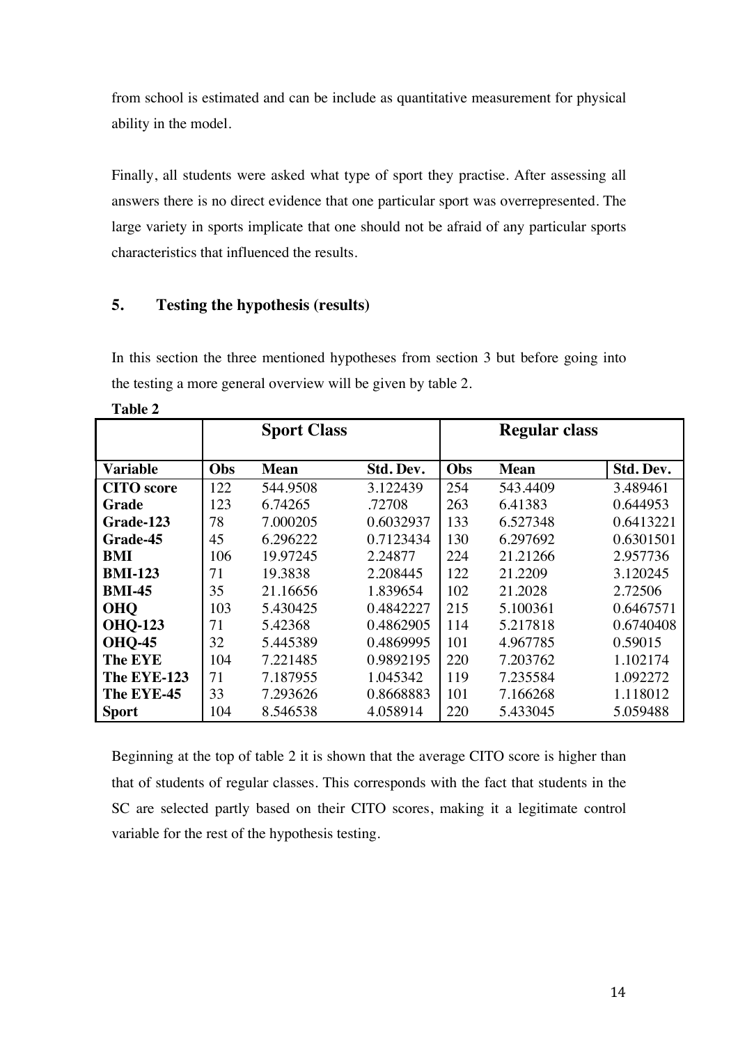from school is estimated and can be include as quantitative measurement for physical ability in the model.

Finally, all students were asked what type of sport they practise. After assessing all answers there is no direct evidence that one particular sport was overrepresented. The large variety in sports implicate that one should not be afraid of any particular sports characteristics that influenced the results.

## 5. Testing the hypothesis (results)

In this section the three mentioned hypotheses from section 3 but before going into the testing a more general overview will be given by table 2.

**Table 2**

| | **Sport Class** | | | **Regular class** | | |
|---|---|---|---|---|---|---|
| **Variable** | **Obs** | **Mean** | **Std. Dev.** | **Obs** | **Mean** | **Std. Dev.** |
| **CITO score** | 122 | 544.9508 | 3.122439 | 254 | 543.4409 | 3.489461 |
| **Grade** | 123 | 6.74265 | .72708 | 263 | 6.41383 | 0.644953 |
| **Grade-123** | 78 | 7.000205 | 0.6032937 | 133 | 6.527348 | 0.6413221 |
| **Grade-45** | 45 | 6.296222 | 0.7123434 | 130 | 6.297692 | 0.6301501 |
| **BMI** | 106 | 19.97245 | 2.24877 | 224 | 21.21266 | 2.957736 |
| **BMI-123** | 71 | 19.3838 | 2.208445 | 122 | 21.2209 | 3.120245 |
| **BMI-45** | 35 | 21.16656 | 1.839654 | 102 | 21.2028 | 2.72506 |
| **OHQ** | 103 | 5.430425 | 0.4842227 | 215 | 5.100361 | 0.6467571 |
| **OHQ-123** | 71 | 5.42368 | 0.4862905 | 114 | 5.217818 | 0.6740408 |
| **OHQ-45** | 32 | 5.445389 | 0.4869995 | 101 | 4.967785 | 0.59015 |
| **The EYE** | 104 | 7.221485 | 0.9892195 | 220 | 7.203762 | 1.102174 |
| **The EYE-123** | 71 | 7.187955 | 1.045342 | 119 | 7.235584 | 1.092272 |
| **The EYE-45** | 33 | 7.293626 | 0.8668883 | 101 | 7.166268 | 1.118012 |
| **Sport** | 104 | 8.546538 | 4.058914 | 220 | 5.433045 | 5.059488 |

Beginning at the top of table 2 it is shown that the average CITO score is higher than that of students of regular classes. This corresponds with the fact that students in the SC are selected partly based on their CITO scores, making it a legitimate control variable for the rest of the hypothesis testing.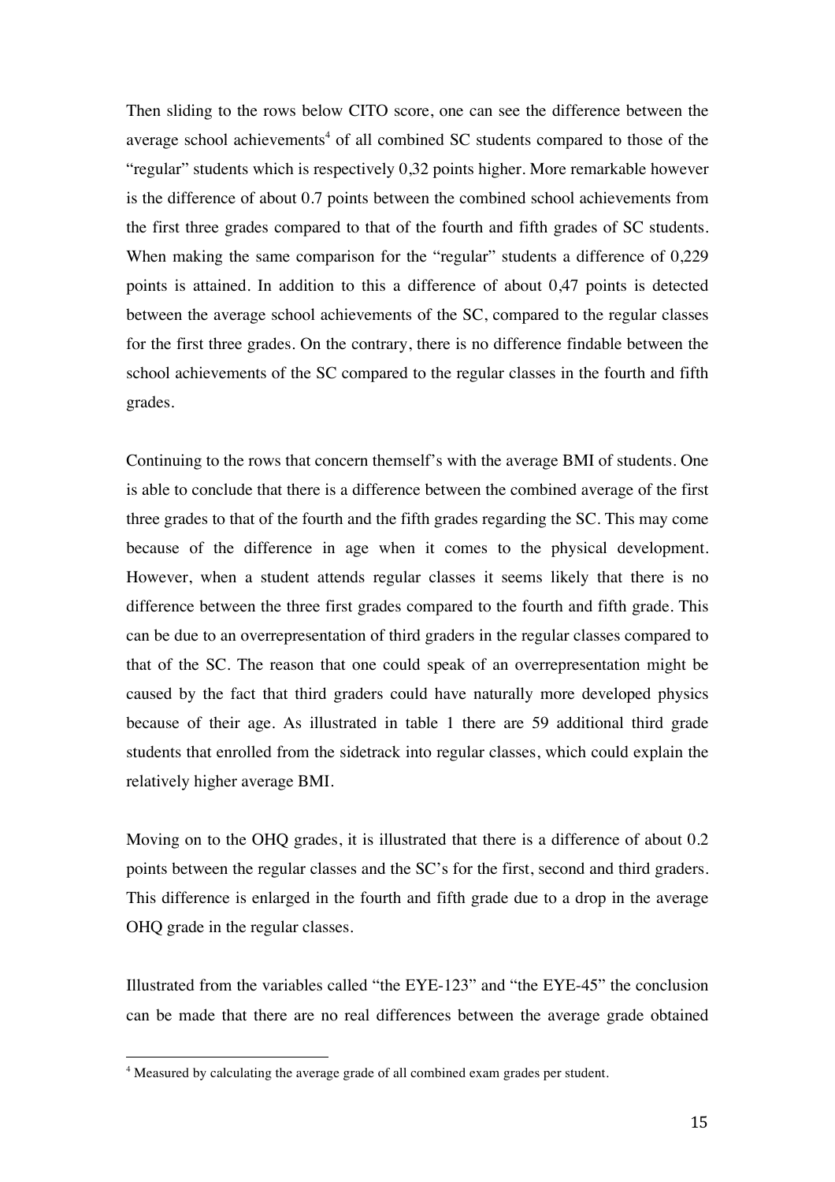Then sliding to the rows below CITO score, one can see the difference between the average school achievements[4] of all combined SC students compared to those of the "regular" students which is respectively 0,32 points higher. More remarkable however is the difference of about 0.7 points between the combined school achievements from the first three grades compared to that of the fourth and fifth grades of SC students. When making the same comparison for the "regular" students a difference of 0,229 points is attained. In addition to this a difference of about 0,47 points is detected between the average school achievements of the SC, compared to the regular classes for the first three grades. On the contrary, there is no difference findable between the school achievements of the SC compared to the regular classes in the fourth and fifth grades.

Continuing to the rows that concern themself's with the average BMI of students. One is able to conclude that there is a difference between the combined average of the first three grades to that of the fourth and the fifth grades regarding the SC. This may come because of the difference in age when it comes to the physical development. However, when a student attends regular classes it seems likely that there is no difference between the three first grades compared to the fourth and fifth grade. This can be due to an overrepresentation of third graders in the regular classes compared to that of the SC. The reason that one could speak of an overrepresentation might be caused by the fact that third graders could have naturally more developed physics because of their age. As illustrated in table 1 there are 59 additional third grade students that enrolled from the sidetrack into regular classes, which could explain the relatively higher average BMI.

Moving on to the OHQ grades, it is illustrated that there is a difference of about 0.2 points between the regular classes and the SC's for the first, second and third graders. This difference is enlarged in the fourth and fifth grade due to a drop in the average OHQ grade in the regular classes.

Illustrated from the variables called "the EYE-123" and "the EYE-45" the conclusion can be made that there are no real differences between the average grade obtained

[4] Measured by calculating the average grade of all combined exam grades per student.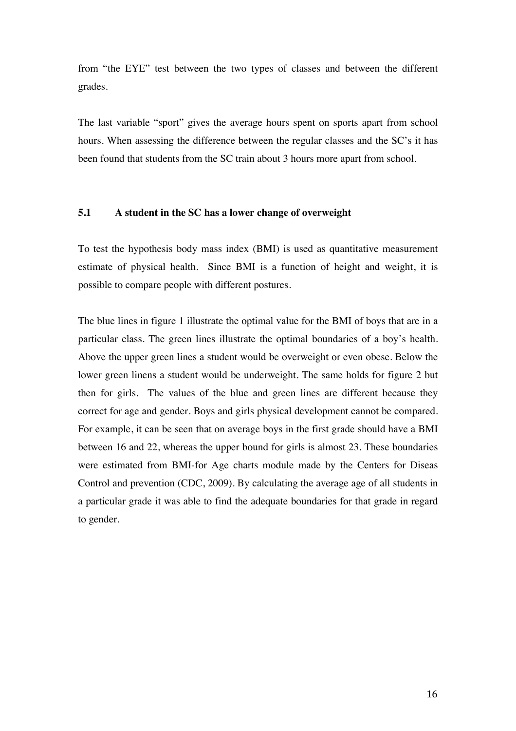from "the EYE" test between the two types of classes and between the different grades.

The last variable "sport" gives the average hours spent on sports apart from school hours. When assessing the difference between the regular classes and the SC's it has been found that students from the SC train about 3 hours more apart from school.

## 5.1 A student in the SC has a lower change of overweight

To test the hypothesis body mass index (BMI) is used as quantitative measurement estimate of physical health. Since BMI is a function of height and weight, it is possible to compare people with different postures.

The blue lines in figure 1 illustrate the optimal value for the BMI of boys that are in a particular class. The green lines illustrate the optimal boundaries of a boy's health. Above the upper green lines a student would be overweight or even obese. Below the lower green linens a student would be underweight. The same holds for figure 2 but then for girls. The values of the blue and green lines are different because they correct for age and gender. Boys and girls physical development cannot be compared. For example, it can be seen that on average boys in the first grade should have a BMI between 16 and 22, whereas the upper bound for girls is almost 23. These boundaries were estimated from BMI-for Age charts module made by the Centers for Diseas Control and prevention (CDC, 2009). By calculating the average age of all students in a particular grade it was able to find the adequate boundaries for that grade in regard to gender.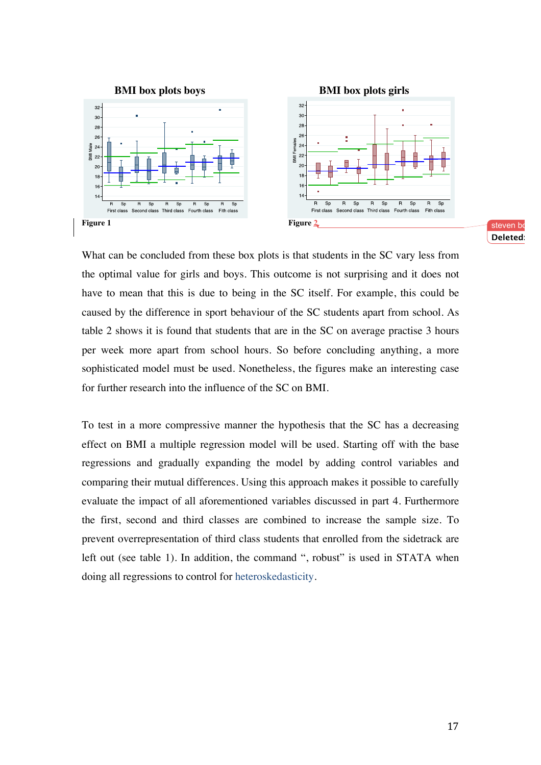**BMI box plots boys**

Figure 1

**BMI box plots girls**

Figure 2

What can be concluded from these box plots is that students in the SC vary less from the optimal value for girls and boys. This outcome is not surprising and it does not have to mean that this is due to being in the SC itself. For example, this could be caused by the difference in sport behaviour of the SC students apart from school. As table 2 shows it is found that students that are in the SC on average practise 3 hours per week more apart from school hours. So before concluding anything, a more sophisticated model must be used. Nonetheless, the figures make an interesting case for further research into the influence of the SC on BMI.

To test in a more compressive manner the hypothesis that the SC has a decreasing effect on BMI a multiple regression model will be used. Starting off with the base regressions and gradually expanding the model by adding control variables and comparing their mutual differences. Using this approach makes it possible to carefully evaluate the impact of all aforementioned variables discussed in part 4. Furthermore the first, second and third classes are combined to increase the sample size. To prevent overrepresentation of third class students that enrolled from the sidetrack are left out (see table 1). In addition, the command ", robust" is used in STATA when doing all regressions to control for heteroskedasticity.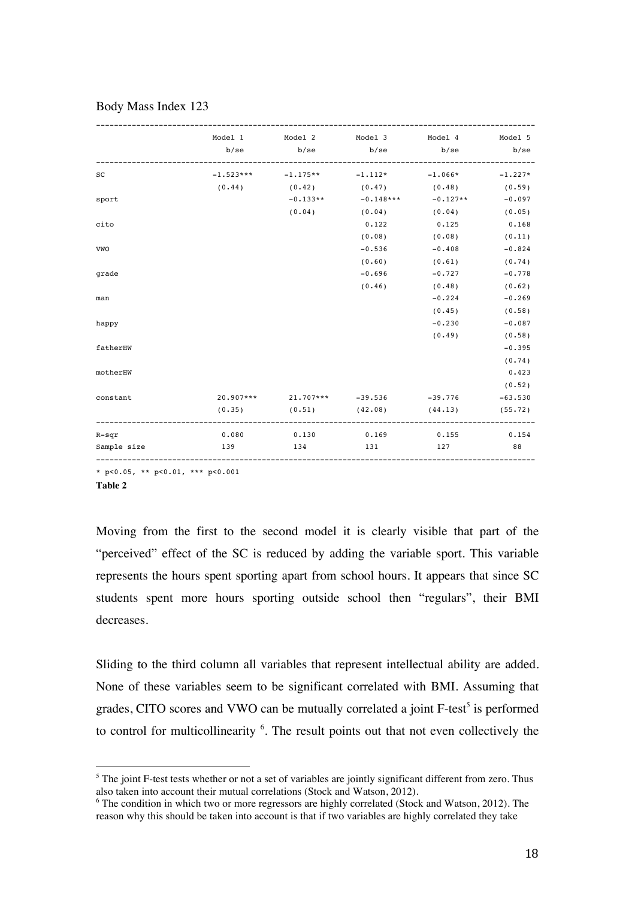Body Mass Index 123

|  | Model 1 | Model 2 | Model 3 | Model 4 | Model 5 |
|---|---|---|---|---|---|
|  | b/se | b/se | b/se | b/se | b/se |
| SC | -1.523*** | -1.175** | -1.112* | -1.066* | -1.227* |
|  | (0.44) | (0.42) | (0.47) | (0.48) | (0.59) |
| sport |  | -0.133** | -0.148*** | -0.127** | -0.097 |
|  |  | (0.04) | (0.04) | (0.04) | (0.05) |
| cito |  |  | 0.122 | 0.125 | 0.168 |
|  |  |  | (0.08) | (0.08) | (0.11) |
| VWO |  |  | -0.536 | -0.408 | -0.824 |
|  |  |  | (0.60) | (0.61) | (0.74) |
| grade |  |  | -0.696 | -0.727 | -0.778 |
|  |  |  | (0.46) | (0.48) | (0.62) |
| man |  |  |  | -0.224 | -0.269 |
|  |  |  |  | (0.45) | (0.58) |
| happy |  |  |  | -0.230 | -0.087 |
|  |  |  |  | (0.49) | (0.58) |
| fatherHW |  |  |  |  | -0.395 |
|  |  |  |  |  | (0.74) |
| motherHW |  |  |  |  | 0.423 |
|  |  |  |  |  | (0.52) |
| constant | 20.907*** | 21.707*** | -39.536 | -39.776 | -63.530 |
|  | (0.35) | (0.51) | (42.08) | (44.13) | (55.72) |
| R-sqr | 0.080 | 0.130 | 0.169 | 0.155 | 0.154 |
| Sample size | 139 | 134 | 131 | 127 | 88 |

* p<0.05, ** p<0.01, *** p<0.001

**Table 2**

Moving from the first to the second model it is clearly visible that part of the "perceived" effect of the SC is reduced by adding the variable sport. This variable represents the hours spent sporting apart from school hours. It appears that since SC students spent more hours sporting outside school then "regulars", their BMI decreases.

Sliding to the third column all variables that represent intellectual ability are added. None of these variables seem to be significant correlated with BMI. Assuming that grades, CITO scores and VWO can be mutually correlated a joint F-test[5] is performed to control for multicollinearity [6]. The result points out that not even collectively the

[5] The joint F-test tests whether or not a set of variables are jointly significant different from zero. Thus also taken into account their mutual correlations (Stock and Watson, 2012).

[6] The condition in which two or more regressors are highly correlated (Stock and Watson, 2012). The reason why this should be taken into account is that if two variables are highly correlated they take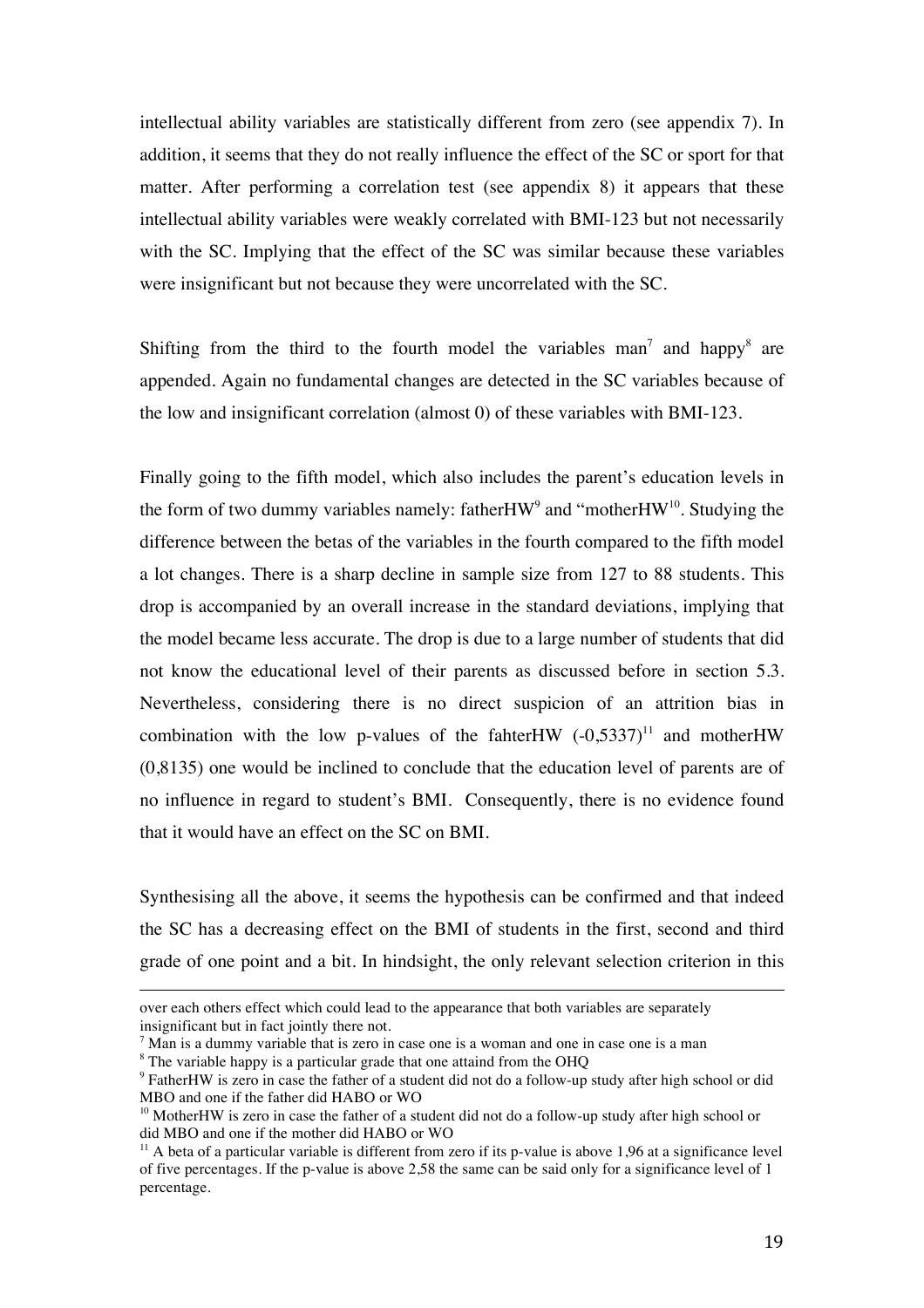intellectual ability variables are statistically different from zero (see appendix 7). In addition, it seems that they do not really influence the effect of the SC or sport for that matter. After performing a correlation test (see appendix 8) it appears that these intellectual ability variables were weakly correlated with BMI-123 but not necessarily with the SC. Implying that the effect of the SC was similar because these variables were insignificant but not because they were uncorrelated with the SC.

Shifting from the third to the fourth model the variables man[7] and happy[8] are appended. Again no fundamental changes are detected in the SC variables because of the low and insignificant correlation (almost 0) of these variables with BMI-123.

Finally going to the fifth model, which also includes the parent's education levels in the form of two dummy variables namely: fatherHW[9] and "motherHW[10]. Studying the difference between the betas of the variables in the fourth compared to the fifth model a lot changes. There is a sharp decline in sample size from 127 to 88 students. This drop is accompanied by an overall increase in the standard deviations, implying that the model became less accurate. The drop is due to a large number of students that did not know the educational level of their parents as discussed before in section 5.3. Nevertheless, considering there is no direct suspicion of an attrition bias in combination with the low p-values of the fahterHW (-0,5337)[11] and motherHW (0,8135) one would be inclined to conclude that the education level of parents are of no influence in regard to student's BMI. Consequently, there is no evidence found that it would have an effect on the SC on BMI.

Synthesising all the above, it seems the hypothesis can be confirmed and that indeed the SC has a decreasing effect on the BMI of students in the first, second and third grade of one point and a bit. In hindsight, the only relevant selection criterion in this

---

over each others effect which could lead to the appearance that both variables are separately insignificant but in fact jointly there not.

[7] Man is a dummy variable that is zero in case one is a woman and one in case one is a man

[8] The variable happy is a particular grade that one attaind from the OHQ

[9] FatherHW is zero in case the father of a student did not do a follow-up study after high school or did MBO and one if the father did HABO or WO

[10] MotherHW is zero in case the father of a student did not do a follow-up study after high school or did MBO and one if the mother did HABO or WO

[11] A beta of a particular variable is different from zero if its p-value is above 1,96 at a significance level of five percentages. If the p-value is above 2,58 the same can be said only for a significance level of 1 percentage.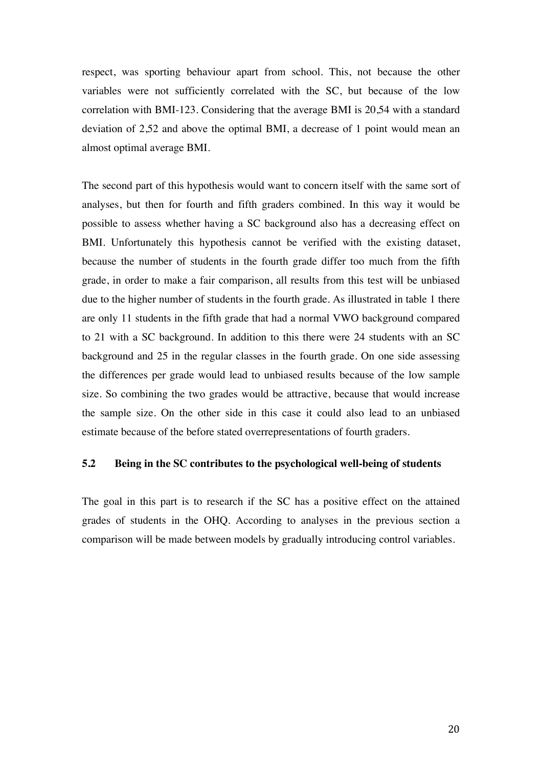respect, was sporting behaviour apart from school. This, not because the other variables were not sufficiently correlated with the SC, but because of the low correlation with BMI-123. Considering that the average BMI is 20,54 with a standard deviation of 2,52 and above the optimal BMI, a decrease of 1 point would mean an almost optimal average BMI.

The second part of this hypothesis would want to concern itself with the same sort of analyses, but then for fourth and fifth graders combined. In this way it would be possible to assess whether having a SC background also has a decreasing effect on BMI. Unfortunately this hypothesis cannot be verified with the existing dataset, because the number of students in the fourth grade differ too much from the fifth grade, in order to make a fair comparison, all results from this test will be unbiased due to the higher number of students in the fourth grade. As illustrated in table 1 there are only 11 students in the fifth grade that had a normal VWO background compared to 21 with a SC background. In addition to this there were 24 students with an SC background and 25 in the regular classes in the fourth grade. On one side assessing the differences per grade would lead to unbiased results because of the low sample size. So combining the two grades would be attractive, because that would increase the sample size. On the other side in this case it could also lead to an unbiased estimate because of the before stated overrepresentations of fourth graders.

### 5.2 Being in the SC contributes to the psychological well-being of students

The goal in this part is to research if the SC has a positive effect on the attained grades of students in the OHQ. According to analyses in the previous section a comparison will be made between models by gradually introducing control variables.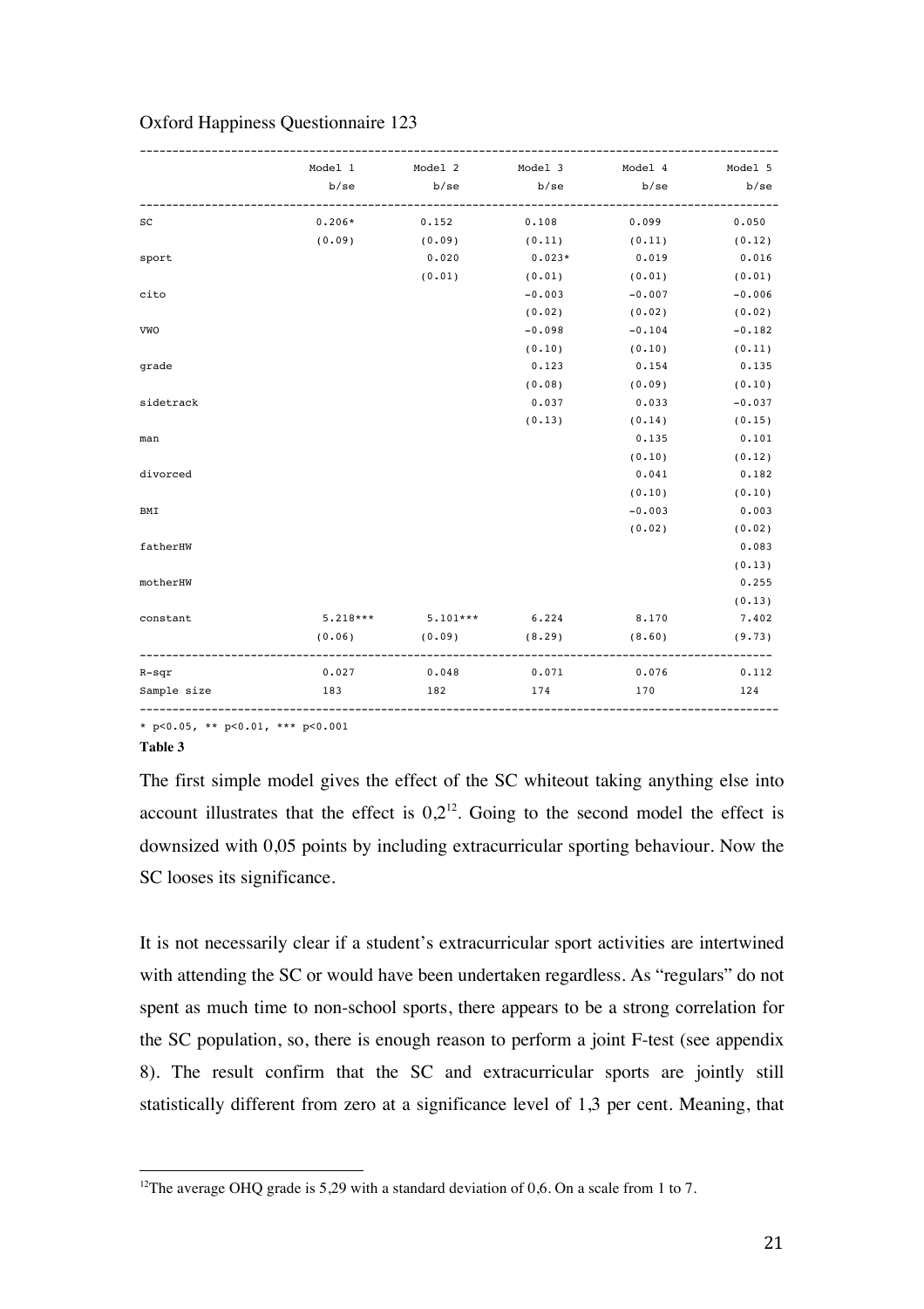Oxford Happiness Questionnaire 123

| | Model 1 b/se | Model 2 b/se | Model 3 b/se | Model 4 b/se | Model 5 b/se |
|---|---|---|---|---|---|
| SC | 0.206* | 0.152 | 0.108 | 0.099 | 0.050 |
| | (0.09) | (0.09) | (0.11) | (0.11) | (0.12) |
| sport | | 0.020 | 0.023* | 0.019 | 0.016 |
| | | (0.01) | (0.01) | (0.01) | (0.01) |
| cito | | | -0.003 | -0.007 | -0.006 |
| | | | (0.02) | (0.02) | (0.02) |
| VWO | | | -0.098 | -0.104 | -0.182 |
| | | | (0.10) | (0.10) | (0.11) |
| grade | | | 0.123 | 0.154 | 0.135 |
| | | | (0.08) | (0.09) | (0.10) |
| sidetrack | | | 0.037 | 0.033 | -0.037 |
| | | | (0.13) | (0.14) | (0.15) |
| man | | | | 0.135 | 0.101 |
| | | | | (0.10) | (0.12) |
| divorced | | | | 0.041 | 0.182 |
| | | | | (0.10) | (0.10) |
| BMI | | | | -0.003 | 0.003 |
| | | | | (0.02) | (0.02) |
| fatherHW | | | | | 0.083 |
| | | | | | (0.13) |
| motherHW | | | | | 0.255 |
| | | | | | (0.13) |
| constant | 5.218*** | 5.101*** | 6.224 | 8.170 | 7.402 |
| | (0.06) | (0.09) | (8.29) | (8.60) | (9.73) |
| R-sqr | 0.027 | 0.048 | 0.071 | 0.076 | 0.112 |
| Sample size | 183 | 182 | 174 | 170 | 124 |

* p<0.05, ** p<0.01, *** p<0.001

**Table 3**

The first simple model gives the effect of the SC whiteout taking anything else into account illustrates that the effect is 0,2[12]. Going to the second model the effect is downsized with 0,05 points by including extracurricular sporting behaviour. Now the SC looses its significance.

It is not necessarily clear if a student's extracurricular sport activities are intertwined with attending the SC or would have been undertaken regardless. As "regulars" do not spent as much time to non-school sports, there appears to be a strong correlation for the SC population, so, there is enough reason to perform a joint F-test (see appendix 8). The result confirm that the SC and extracurricular sports are jointly still statistically different from zero at a significance level of 1,3 per cent. Meaning, that

[12]The average OHQ grade is 5,29 with a standard deviation of 0,6. On a scale from 1 to 7.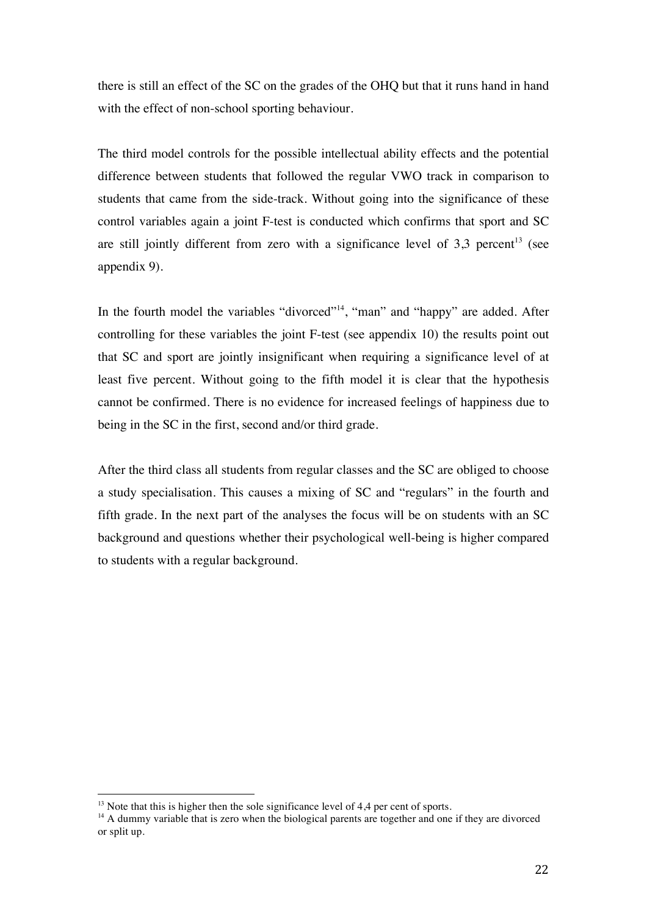there is still an effect of the SC on the grades of the OHQ but that it runs hand in hand with the effect of non-school sporting behaviour.

The third model controls for the possible intellectual ability effects and the potential difference between students that followed the regular VWO track in comparison to students that came from the side-track. Without going into the significance of these control variables again a joint F-test is conducted which confirms that sport and SC are still jointly different from zero with a significance level of 3,3 percent[13] (see appendix 9).

In the fourth model the variables "divorced"[14], "man" and "happy" are added. After controlling for these variables the joint F-test (see appendix 10) the results point out that SC and sport are jointly insignificant when requiring a significance level of at least five percent. Without going to the fifth model it is clear that the hypothesis cannot be confirmed. There is no evidence for increased feelings of happiness due to being in the SC in the first, second and/or third grade.

After the third class all students from regular classes and the SC are obliged to choose a study specialisation. This causes a mixing of SC and "regulars" in the fourth and fifth grade. In the next part of the analyses the focus will be on students with an SC background and questions whether their psychological well-being is higher compared to students with a regular background.

---

[13] Note that this is higher then the sole significance level of 4,4 per cent of sports.

[14] A dummy variable that is zero when the biological parents are together and one if they are divorced or split up.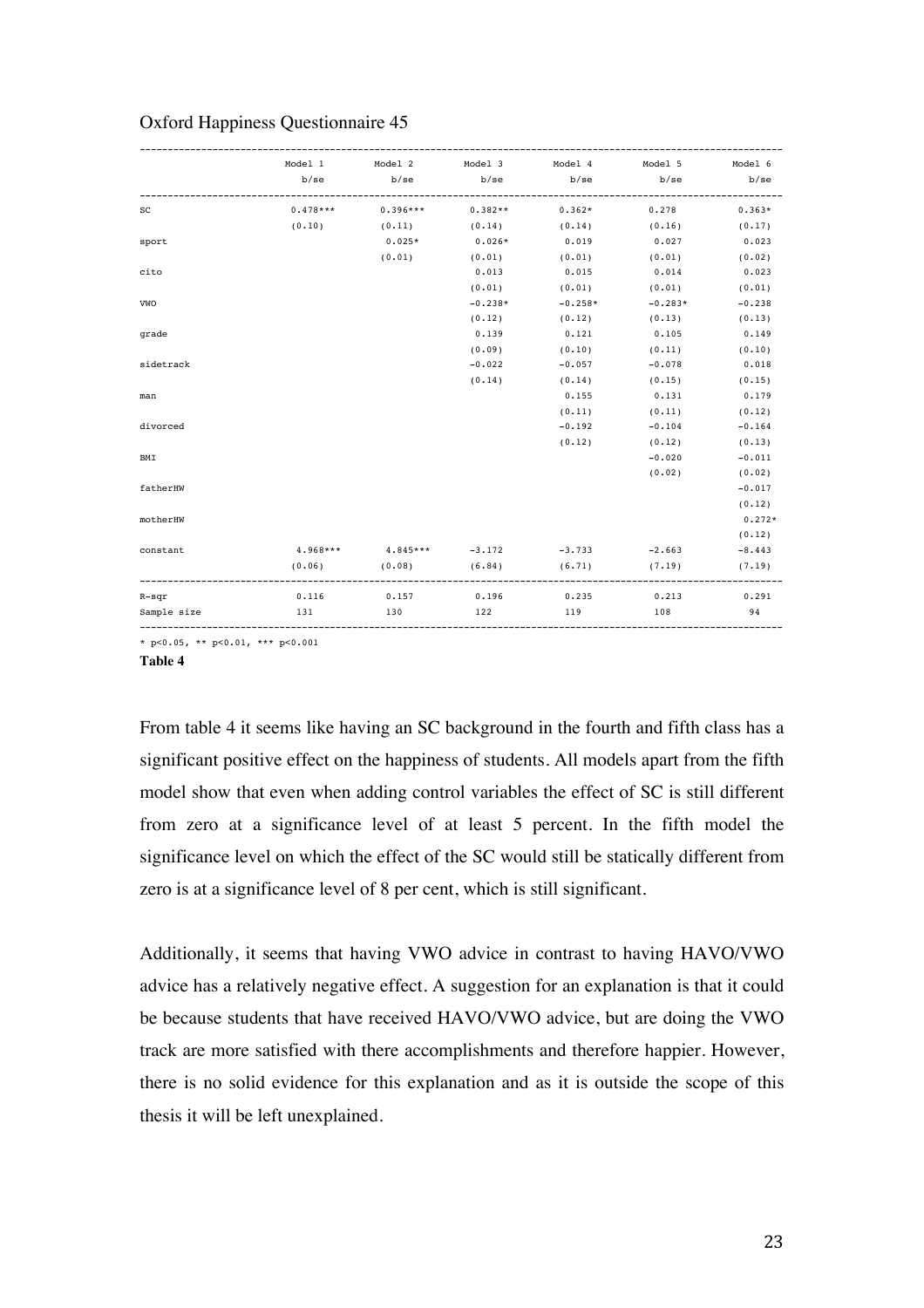Oxford Happiness Questionnaire 45

| | Model 1 b/se | Model 2 b/se | Model 3 b/se | Model 4 b/se | Model 5 b/se | Model 6 b/se |
|---|---|---|---|---|---|---|
| SC | 0.478*** | 0.396*** | 0.382** | 0.362* | 0.278 | 0.363* |
| | (0.10) | (0.11) | (0.14) | (0.14) | (0.16) | (0.17) |
| sport | | 0.025* | 0.026* | 0.019 | 0.027 | 0.023 |
| | | (0.01) | (0.01) | (0.01) | (0.01) | (0.02) |
| cito | | | 0.013 | 0.015 | 0.014 | 0.023 |
| | | | (0.01) | (0.01) | (0.01) | (0.01) |
| VWO | | | -0.238* | -0.258* | -0.283* | -0.238 |
| | | | (0.12) | (0.12) | (0.13) | (0.13) |
| grade | | | 0.139 | 0.121 | 0.105 | 0.149 |
| | | | (0.09) | (0.10) | (0.11) | (0.10) |
| sidetrack | | | -0.022 | -0.057 | -0.078 | 0.018 |
| | | | (0.14) | (0.14) | (0.15) | (0.15) |
| man | | | | 0.155 | 0.131 | 0.179 |
| | | | | (0.11) | (0.11) | (0.12) |
| divorced | | | | -0.192 | -0.104 | -0.164 |
| | | | | (0.12) | (0.12) | (0.13) |
| BMI | | | | | -0.020 | -0.011 |
| | | | | | (0.02) | (0.02) |
| fatherHW | | | | | | -0.017 |
| | | | | | | (0.12) |
| motherHW | | | | | | 0.272* |
| | | | | | | (0.12) |
| constant | 4.968*** | 4.845*** | -3.172 | -3.733 | -2.663 | -8.443 |
| | (0.06) | (0.08) | (6.84) | (6.71) | (7.19) | (7.19) |
| R-sqr | 0.116 | 0.157 | 0.196 | 0.235 | 0.213 | 0.291 |
| Sample size | 131 | 130 | 122 | 119 | 108 | 94 |

* p<0.05, ** p<0.01, *** p<0.001

**Table 4**

From table 4 it seems like having an SC background in the fourth and fifth class has a significant positive effect on the happiness of students. All models apart from the fifth model show that even when adding control variables the effect of SC is still different from zero at a significance level of at least 5 percent. In the fifth model the significance level on which the effect of the SC would still be statically different from zero is at a significance level of 8 per cent, which is still significant.

Additionally, it seems that having VWO advice in contrast to having HAVO/VWO advice has a relatively negative effect. A suggestion for an explanation is that it could be because students that have received HAVO/VWO advice, but are doing the VWO track are more satisfied with there accomplishments and therefore happier. However, there is no solid evidence for this explanation and as it is outside the scope of this thesis it will be left unexplained.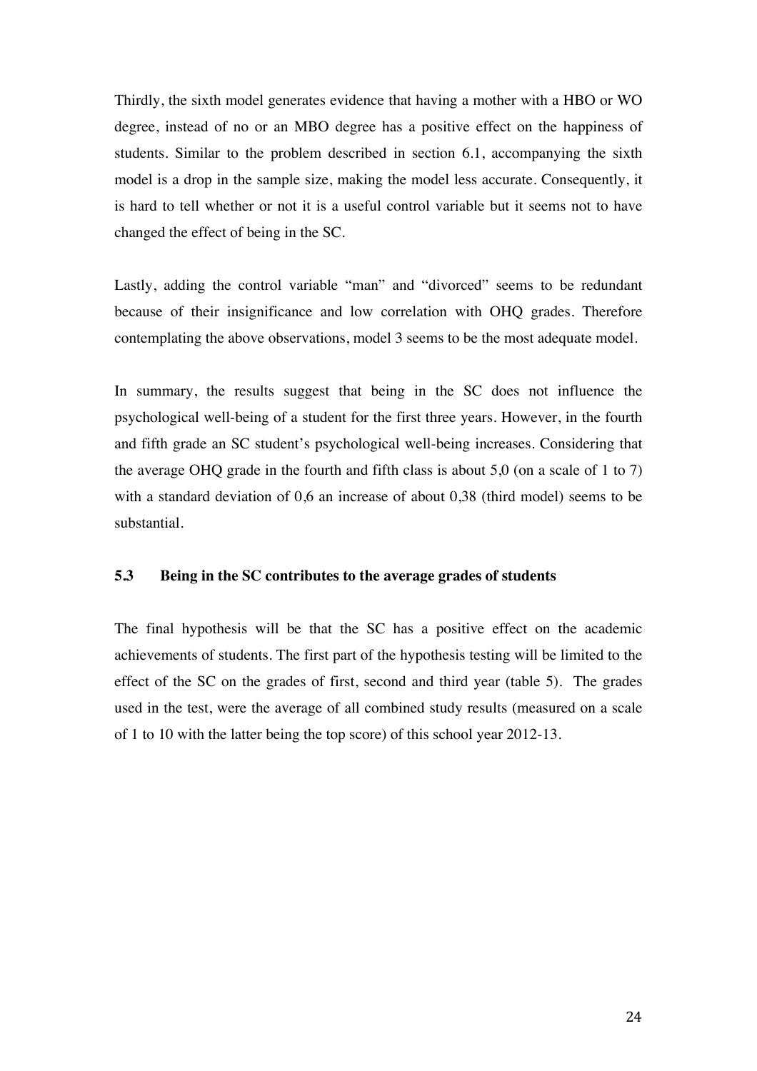Thirdly, the sixth model generates evidence that having a mother with a HBO or WO degree, instead of no or an MBO degree has a positive effect on the happiness of students. Similar to the problem described in section 6.1, accompanying the sixth model is a drop in the sample size, making the model less accurate. Consequently, it is hard to tell whether or not it is a useful control variable but it seems not to have changed the effect of being in the SC.

Lastly, adding the control variable "man" and "divorced" seems to be redundant because of their insignificance and low correlation with OHQ grades. Therefore contemplating the above observations, model 3 seems to be the most adequate model.

In summary, the results suggest that being in the SC does not influence the psychological well-being of a student for the first three years. However, in the fourth and fifth grade an SC student's psychological well-being increases. Considering that the average OHQ grade in the fourth and fifth class is about 5,0 (on a scale of 1 to 7) with a standard deviation of 0,6 an increase of about 0,38 (third model) seems to be substantial.

### 5.3 Being in the SC contributes to the average grades of students

The final hypothesis will be that the SC has a positive effect on the academic achievements of students. The first part of the hypothesis testing will be limited to the effect of the SC on the grades of first, second and third year (table 5). The grades used in the test, were the average of all combined study results (measured on a scale of 1 to 10 with the latter being the top score) of this school year 2012-13.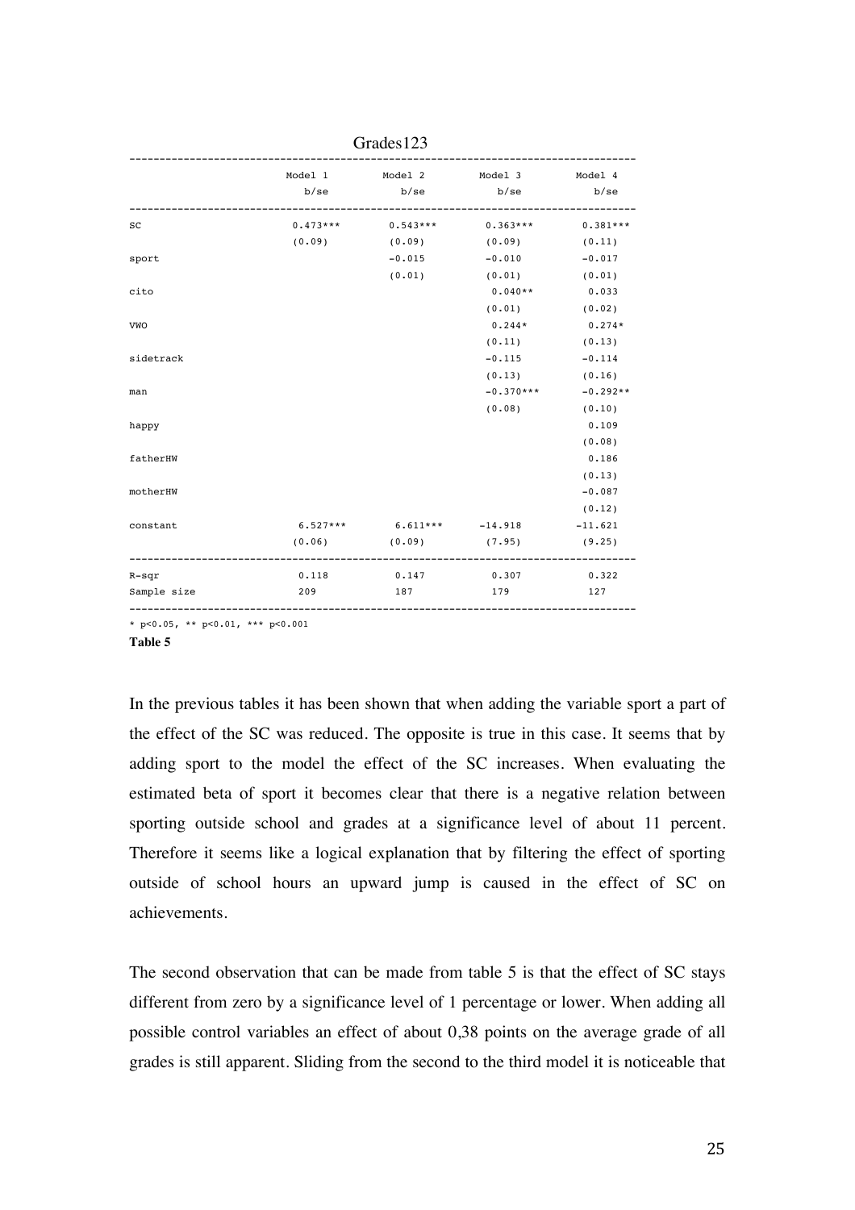Grades123

| | Model 1 b/se | Model 2 b/se | Model 3 b/se | Model 4 b/se |
|---|---|---|---|---|
| SC | 0.473*** | 0.543*** | 0.363*** | 0.381*** |
| | (0.09) | (0.09) | (0.09) | (0.11) |
| sport | | -0.015 | -0.010 | -0.017 |
| | | (0.01) | (0.01) | (0.01) |
| cito | | | 0.040** | 0.033 |
| | | | (0.01) | (0.02) |
| VWO | | | 0.244* | 0.274* |
| | | | (0.11) | (0.13) |
| sidetrack | | | -0.115 | -0.114 |
| | | | (0.13) | (0.16) |
| man | | | -0.370*** | -0.292** |
| | | | (0.08) | (0.10) |
| happy | | | | 0.109 |
| | | | | (0.08) |
| fatherHW | | | | 0.186 |
| | | | | (0.13) |
| motherHW | | | | -0.087 |
| | | | | (0.12) |
| constant | 6.527*** | 6.611*** | -14.918 | -11.621 |
| | (0.06) | (0.09) | (7.95) | (9.25) |
| R-sqr | 0.118 | 0.147 | 0.307 | 0.322 |
| Sample size | 209 | 187 | 179 | 127 |

\* $p<0.05$, ** $p<0.01$, *** $p<0.001$

**Table 5**

In the previous tables it has been shown that when adding the variable sport a part of the effect of the SC was reduced. The opposite is true in this case. It seems that by adding sport to the model the effect of the SC increases. When evaluating the estimated beta of sport it becomes clear that there is a negative relation between sporting outside school and grades at a significance level of about 11 percent. Therefore it seems like a logical explanation that by filtering the effect of sporting outside of school hours an upward jump is caused in the effect of SC on achievements.

The second observation that can be made from table 5 is that the effect of SC stays different from zero by a significance level of 1 percentage or lower. When adding all possible control variables an effect of about 0,38 points on the average grade of all grades is still apparent. Sliding from the second to the third model it is noticeable that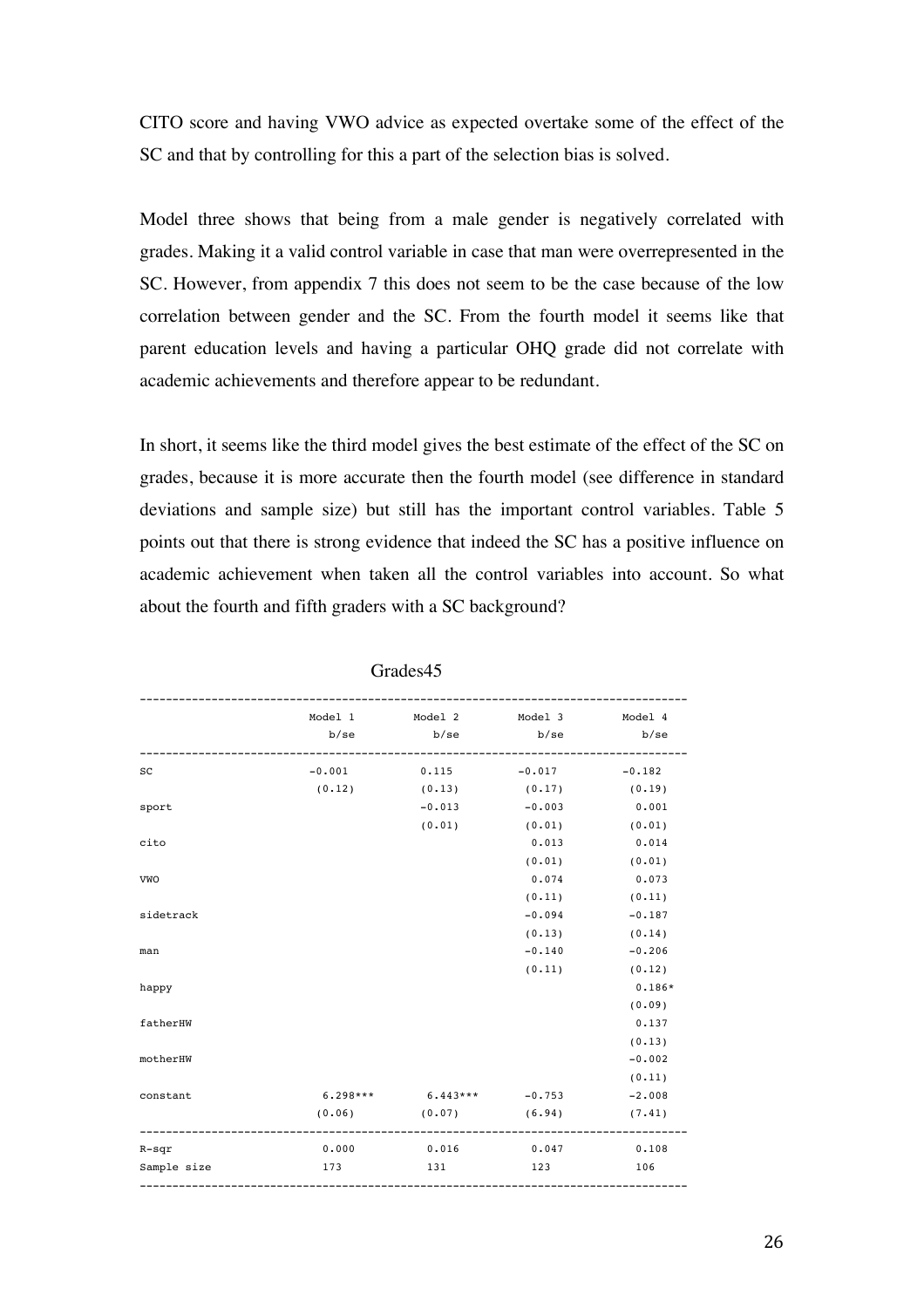CITO score and having VWO advice as expected overtake some of the effect of the SC and that by controlling for this a part of the selection bias is solved.

Model three shows that being from a male gender is negatively correlated with grades. Making it a valid control variable in case that man were overrepresented in the SC. However, from appendix 7 this does not seem to be the case because of the low correlation between gender and the SC. From the fourth model it seems like that parent education levels and having a particular OHQ grade did not correlate with academic achievements and therefore appear to be redundant.

In short, it seems like the third model gives the best estimate of the effect of the SC on grades, because it is more accurate then the fourth model (see difference in standard deviations and sample size) but still has the important control variables. Table 5 points out that there is strong evidence that indeed the SC has a positive influence on academic achievement when taken all the control variables into account. So what about the fourth and fifth graders with a SC background?

Grades45

| | Model 1<br>b/se | Model 2<br>b/se | Model 3<br>b/se | Model 4<br>b/se |
|---|---|---|---|---|
| SC | -0.001 | 0.115 | -0.017 | -0.182 |
| | (0.12) | (0.13) | (0.17) | (0.19) |
| sport | | -0.013 | -0.003 | 0.001 |
| | | (0.01) | (0.01) | (0.01) |
| cito | | | 0.013 | 0.014 |
| | | | (0.01) | (0.01) |
| VWO | | | 0.074 | 0.073 |
| | | | (0.11) | (0.11) |
| sidetrack | | | -0.094 | -0.187 |
| | | | (0.13) | (0.14) |
| man | | | -0.140 | -0.206 |
| | | | (0.11) | (0.12) |
| happy | | | | 0.186* |
| | | | | (0.09) |
| fatherHW | | | | 0.137 |
| | | | | (0.13) |
| motherHW | | | | -0.002 |
| | | | | (0.11) |
| constant | 6.298*** | 6.443*** | -0.753 | -2.008 |
| | (0.06) | (0.07) | (6.94) | (7.41) |
| R-sqr | 0.000 | 0.016 | 0.047 | 0.108 |
| Sample size | 173 | 131 | 123 | 106 |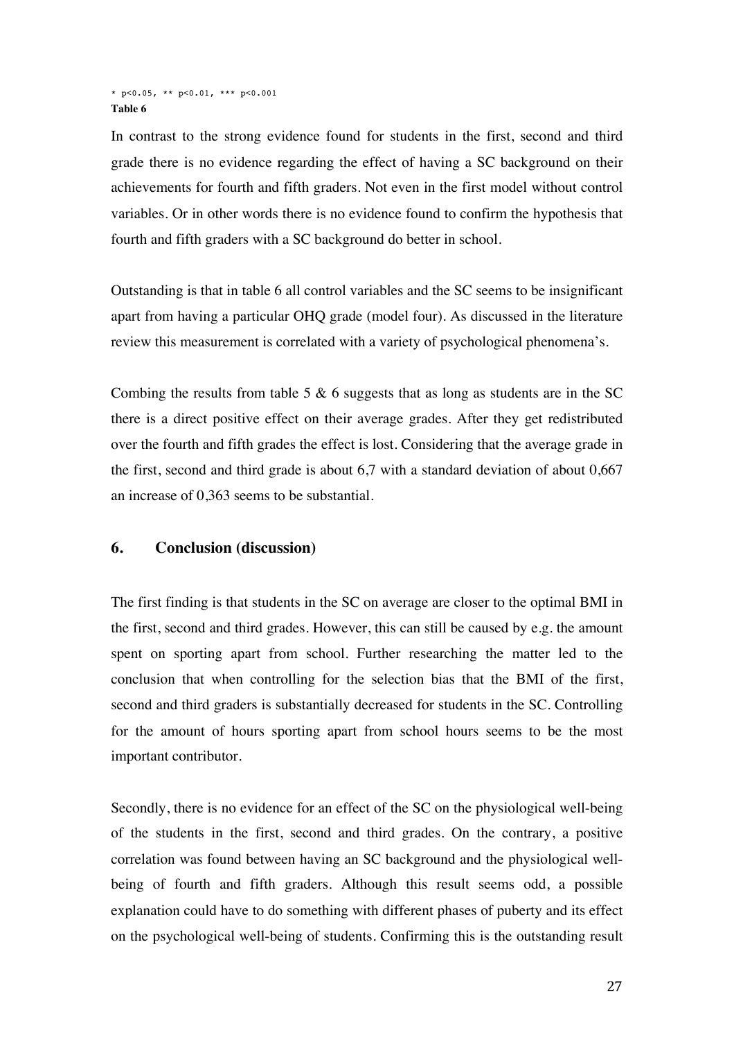* p<0.05, ** p<0.01, *** p<0.001

**Table 6**

In contrast to the strong evidence found for students in the first, second and third grade there is no evidence regarding the effect of having a SC background on their achievements for fourth and fifth graders. Not even in the first model without control variables. Or in other words there is no evidence found to confirm the hypothesis that fourth and fifth graders with a SC background do better in school.

Outstanding is that in table 6 all control variables and the SC seems to be insignificant apart from having a particular OHQ grade (model four). As discussed in the literature review this measurement is correlated with a variety of psychological phenomena's.

Combing the results from table 5 & 6 suggests that as long as students are in the SC there is a direct positive effect on their average grades. After they get redistributed over the fourth and fifth grades the effect is lost. Considering that the average grade in the first, second and third grade is about 6,7 with a standard deviation of about 0,667 an increase of 0,363 seems to be substantial.

## 6. Conclusion (discussion)

The first finding is that students in the SC on average are closer to the optimal BMI in the first, second and third grades. However, this can still be caused by e.g. the amount spent on sporting apart from school. Further researching the matter led to the conclusion that when controlling for the selection bias that the BMI of the first, second and third graders is substantially decreased for students in the SC. Controlling for the amount of hours sporting apart from school hours seems to be the most important contributor.

Secondly, there is no evidence for an effect of the SC on the physiological well-being of the students in the first, second and third grades. On the contrary, a positive correlation was found between having an SC background and the physiological well-being of fourth and fifth graders. Although this result seems odd, a possible explanation could have to do something with different phases of puberty and its effect on the psychological well-being of students. Confirming this is the outstanding result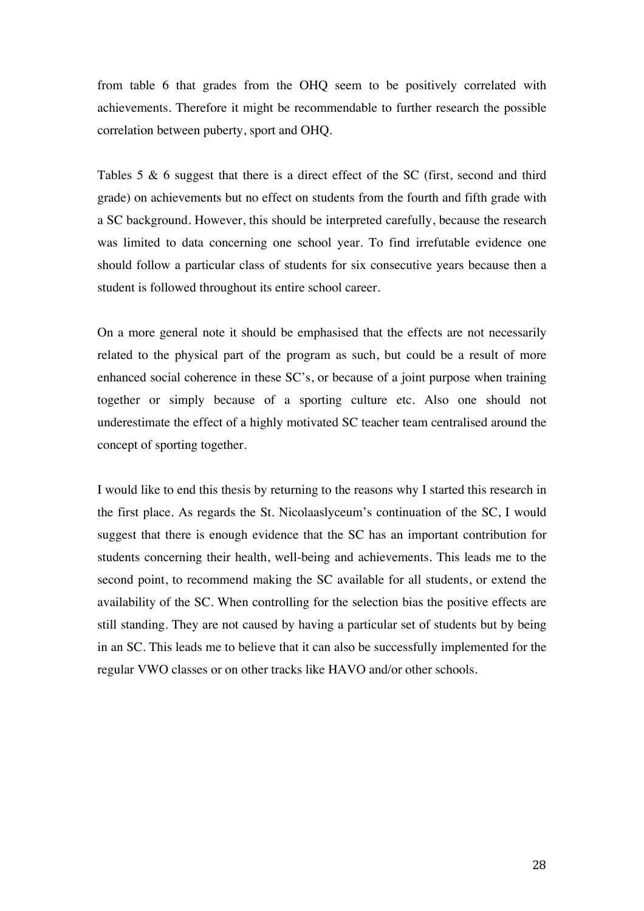from table 6 that grades from the OHQ seem to be positively correlated with achievements. Therefore it might be recommendable to further research the possible correlation between puberty, sport and OHQ.

Tables 5 & 6 suggest that there is a direct effect of the SC (first, second and third grade) on achievements but no effect on students from the fourth and fifth grade with a SC background. However, this should be interpreted carefully, because the research was limited to data concerning one school year. To find irrefutable evidence one should follow a particular class of students for six consecutive years because then a student is followed throughout its entire school career.

On a more general note it should be emphasised that the effects are not necessarily related to the physical part of the program as such, but could be a result of more enhanced social coherence in these SC's, or because of a joint purpose when training together or simply because of a sporting culture etc. Also one should not underestimate the effect of a highly motivated SC teacher team centralised around the concept of sporting together.

I would like to end this thesis by returning to the reasons why I started this research in the first place. As regards the St. Nicolaaslyceum's continuation of the SC, I would suggest that there is enough evidence that the SC has an important contribution for students concerning their health, well-being and achievements. This leads me to the second point, to recommend making the SC available for all students, or extend the availability of the SC. When controlling for the selection bias the positive effects are still standing. They are not caused by having a particular set of students but by being in an SC. This leads me to believe that it can also be successfully implemented for the regular VWO classes or on other tracks like HAVO and/or other schools.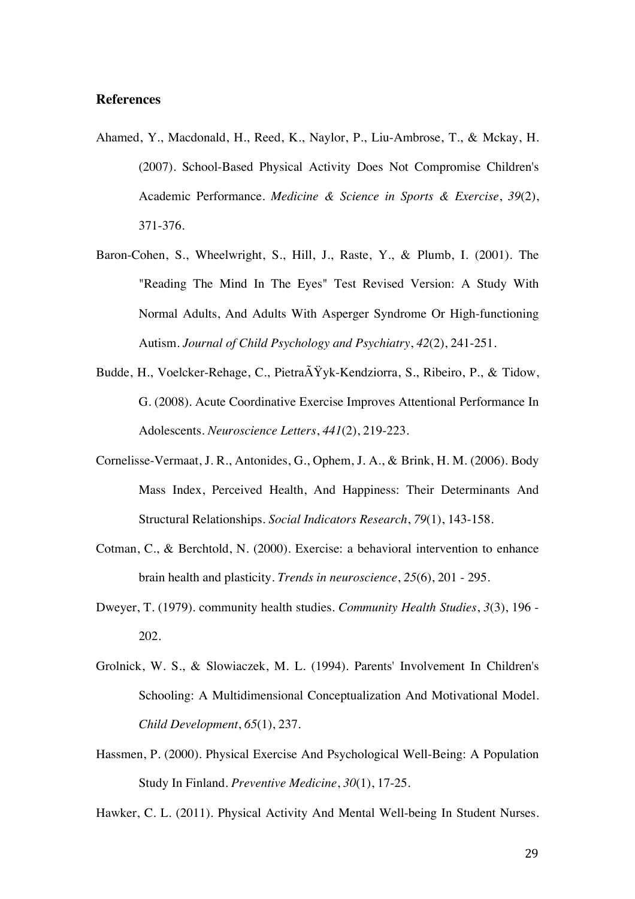**References**

Ahamed, Y., Macdonald, H., Reed, K., Naylor, P., Liu-Ambrose, T., & Mckay, H. (2007). School-Based Physical Activity Does Not Compromise Children's Academic Performance. *Medicine & Science in Sports & Exercise*, *39*(2), 371-376.

Baron-Cohen, S., Wheelwright, S., Hill, J., Raste, Y., & Plumb, I. (2001). The "Reading The Mind In The Eyes" Test Revised Version: A Study With Normal Adults, And Adults With Asperger Syndrome Or High-functioning Autism. *Journal of Child Psychology and Psychiatry*, *42*(2), 241-251.

Budde, H., Voelcker-Rehage, C., PietraÃŸyk-Kendziorra, S., Ribeiro, P., & Tidow, G. (2008). Acute Coordinative Exercise Improves Attentional Performance In Adolescents. *Neuroscience Letters*, *441*(2), 219-223.

Cornelisse-Vermaat, J. R., Antonides, G., Ophem, J. A., & Brink, H. M. (2006). Body Mass Index, Perceived Health, And Happiness: Their Determinants And Structural Relationships. *Social Indicators Research*, *79*(1), 143-158.

Cotman, C., & Berchtold, N. (2000). Exercise: a behavioral intervention to enhance brain health and plasticity. *Trends in neuroscience*, *25*(6), 201 - 295.

Dweyer, T. (1979). community health studies. *Community Health Studies*, *3*(3), 196 - 202.

Grolnick, W. S., & Slowiaczek, M. L. (1994). Parents' Involvement In Children's Schooling: A Multidimensional Conceptualization And Motivational Model. *Child Development*, *65*(1), 237.

Hassmen, P. (2000). Physical Exercise And Psychological Well-Being: A Population Study In Finland. *Preventive Medicine*, *30*(1), 17-25.

Hawker, C. L. (2011). Physical Activity And Mental Well-being In Student Nurses.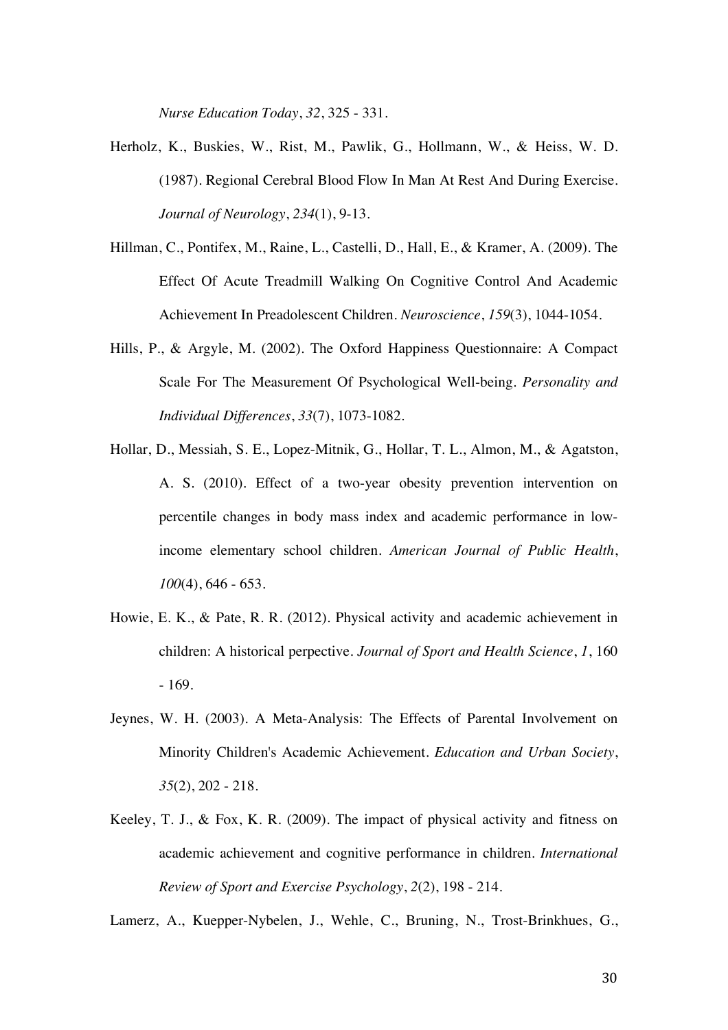*Nurse Education Today*, *32*, 325 - 331.

Herholz, K., Buskies, W., Rist, M., Pawlik, G., Hollmann, W., & Heiss, W. D. (1987). Regional Cerebral Blood Flow In Man At Rest And During Exercise. *Journal of Neurology*, *234*(1), 9-13.

Hillman, C., Pontifex, M., Raine, L., Castelli, D., Hall, E., & Kramer, A. (2009). The Effect Of Acute Treadmill Walking On Cognitive Control And Academic Achievement In Preadolescent Children. *Neuroscience*, *159*(3), 1044-1054.

Hills, P., & Argyle, M. (2002). The Oxford Happiness Questionnaire: A Compact Scale For The Measurement Of Psychological Well-being. *Personality and Individual Differences*, *33*(7), 1073-1082.

Hollar, D., Messiah, S. E., Lopez-Mitnik, G., Hollar, T. L., Almon, M., & Agatston, A. S. (2010). Effect of a two-year obesity prevention intervention on percentile changes in body mass index and academic performance in low-income elementary school children. *American Journal of Public Health*, *100*(4), 646 - 653.

Howie, E. K., & Pate, R. R. (2012). Physical activity and academic achievement in children: A historical perpective. *Journal of Sport and Health Science*, *1*, 160 - 169.

Jeynes, W. H. (2003). A Meta-Analysis: The Effects of Parental Involvement on Minority Children's Academic Achievement. *Education and Urban Society*, *35*(2), 202 - 218.

Keeley, T. J., & Fox, K. R. (2009). The impact of physical activity and fitness on academic achievement and cognitive performance in children. *International Review of Sport and Exercise Psychology*, *2*(2), 198 - 214.

Lamerz, A., Kuepper-Nybelen, J., Wehle, C., Bruning, N., Trost-Brinkhues, G.,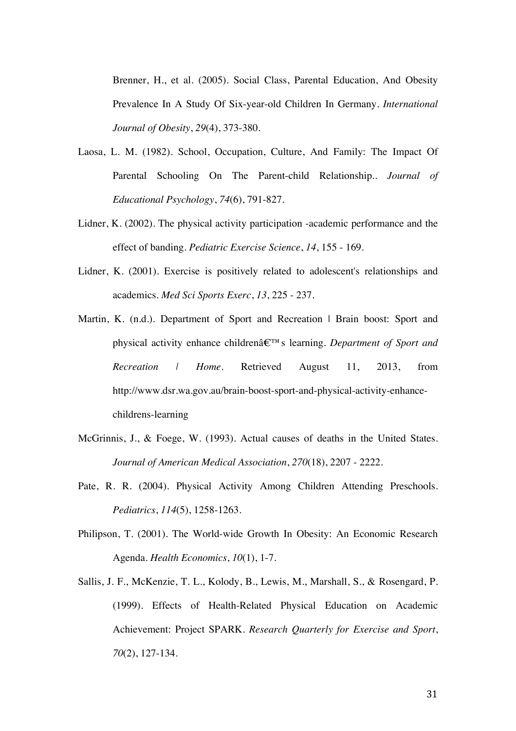Brenner, H., et al. (2005). Social Class, Parental Education, And Obesity Prevalence In A Study Of Six-year-old Children In Germany. *International Journal of Obesity*, *29*(4), 373-380.

Laosa, L. M. (1982). School, Occupation, Culture, And Family: The Impact Of Parental Schooling On The Parent-child Relationship.. *Journal of Educational Psychology*, *74*(6), 791-827.

Lidner, K. (2002). The physical activity participation -academic performance and the effect of banding. *Pediatric Exercise Science*, *14*, 155 - 169.

Lidner, K. (2001). Exercise is positively related to adolescent's relationships and academics. *Med Sci Sports Exerc*, *13*, 225 - 237.

Martin, K. (n.d.). Department of Sport and Recreation | Brain boost: Sport and physical activity enhance childrenâ€™s learning. *Department of Sport and Recreation | Home*. Retrieved August 11, 2013, from http://www.dsr.wa.gov.au/brain-boost-sport-and-physical-activity-enhance-childrens-learning

McGrinnis, J., & Foege, W. (1993). Actual causes of deaths in the United States. *Journal of American Medical Association*, *270*(18), 2207 - 2222.

Pate, R. R. (2004). Physical Activity Among Children Attending Preschools. *Pediatrics*, *114*(5), 1258-1263.

Philipson, T. (2001). The World-wide Growth In Obesity: An Economic Research Agenda. *Health Economics*, *10*(1), 1-7.

Sallis, J. F., McKenzie, T. L., Kolody, B., Lewis, M., Marshall, S., & Rosengard, P. (1999). Effects of Health-Related Physical Education on Academic Achievement: Project SPARK. *Research Quarterly for Exercise and Sport*, *70*(2), 127-134.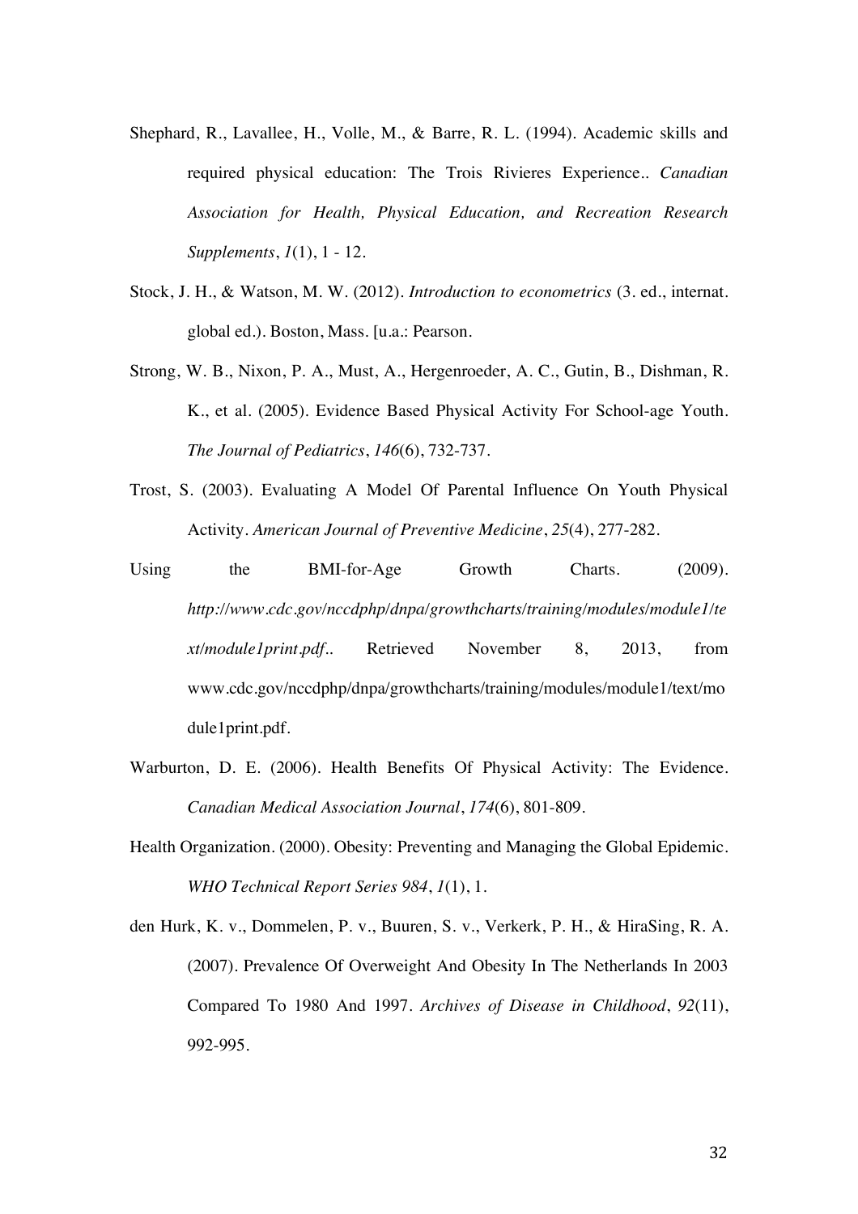Shephard, R., Lavallee, H., Volle, M., & Barre, R. L. (1994). Academic skills and required physical education: The Trois Rivieres Experience.. *Canadian Association for Health, Physical Education, and Recreation Research Supplements*, *1*(1), 1 - 12.

Stock, J. H., & Watson, M. W. (2012). *Introduction to econometrics* (3. ed., internat. global ed.). Boston, Mass. [u.a.: Pearson.

Strong, W. B., Nixon, P. A., Must, A., Hergenroeder, A. C., Gutin, B., Dishman, R. K., et al. (2005). Evidence Based Physical Activity For School-age Youth. *The Journal of Pediatrics*, *146*(6), 732-737.

Trost, S. (2003). Evaluating A Model Of Parental Influence On Youth Physical Activity. *American Journal of Preventive Medicine*, *25*(4), 277-282.

Using the BMI-for-Age Growth Charts. (2009). *http://www.cdc.gov/nccdphp/dnpa/growthcharts/training/modules/module1/text/module1print.pdf..* Retrieved November 8, 2013, from www.cdc.gov/nccdphp/dnpa/growthcharts/training/modules/module1/text/module1print.pdf.

Warburton, D. E. (2006). Health Benefits Of Physical Activity: The Evidence. *Canadian Medical Association Journal*, *174*(6), 801-809.

Health Organization. (2000). Obesity: Preventing and Managing the Global Epidemic. *WHO Technical Report Series 984*, *1*(1), 1.

den Hurk, K. v., Dommelen, P. v., Buuren, S. v., Verkerk, P. H., & HiraSing, R. A. (2007). Prevalence Of Overweight And Obesity In The Netherlands In 2003 Compared To 1980 And 1997. *Archives of Disease in Childhood*, *92*(11), 992-995.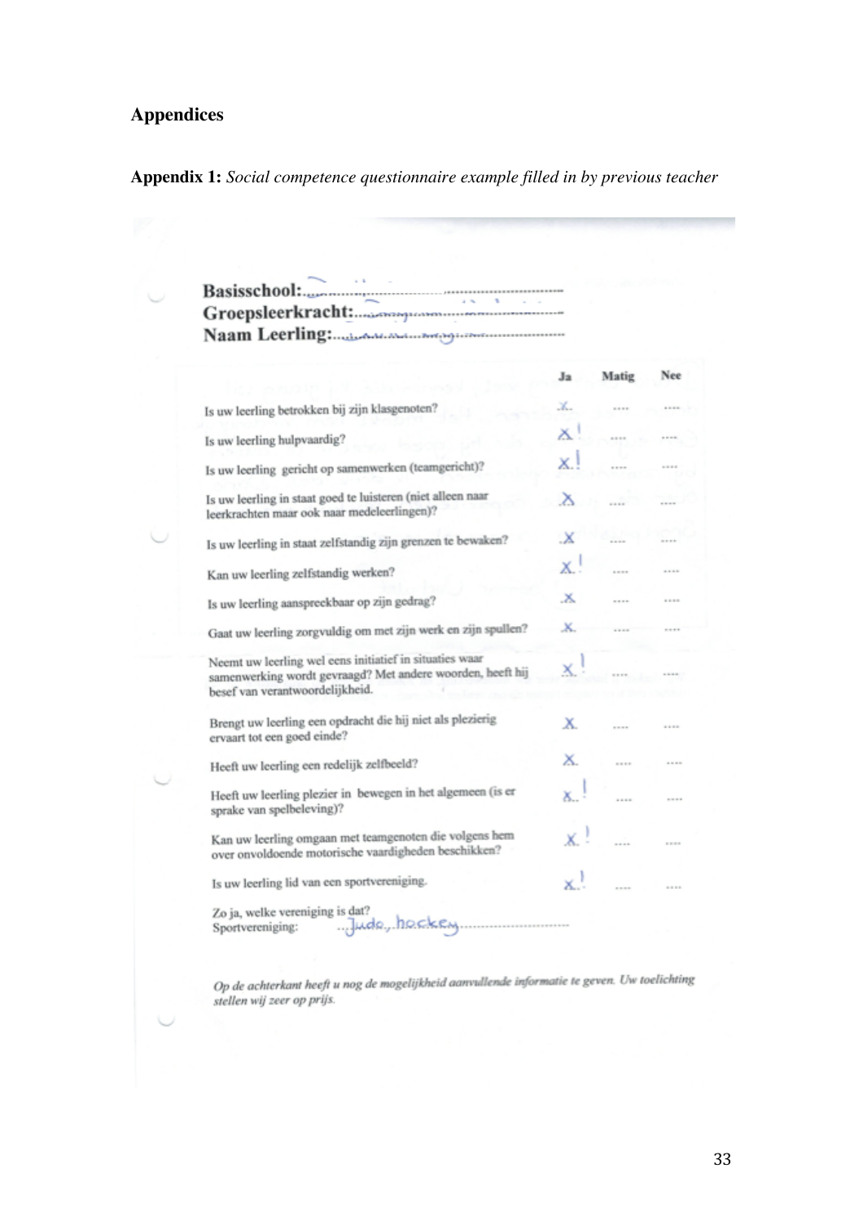## Appendices

**Appendix 1:** *Social competence questionnaire example filled in by previous teacher*

**Basisschool:**...............................................................

**Groepsleerkracht:**.......................................................

**Naam Leerling:**...........................................................

| | Ja | Matig | Nee |
|---|---|---|---|
| Is uw leerling betrokken bij zijn klasgenoten? | X | .... | .... |
| Is uw leerling hulpvaardig? | X ! | .... | .... |
| Is uw leerling gericht op samenwerken (teamgericht)? | X ! | .... | .... |
| Is uw leerling in staat goed te luisteren (niet alleen naar leerkrachten maar ook naar medeleerlingen)? | X | .... | .... |
| Is uw leerling in staat zelfstandig zijn grenzen te bewaken? | X | .... | .... |
| Kan uw leerling zelfstandig werken? | X ! | .... | .... |
| Is uw leerling aanspreekbaar op zijn gedrag? | X | .... | .... |
| Gaat uw leerling zorgvuldig om met zijn werk en zijn spullen? | X | .... | .... |
| Neemt uw leerling wel eens initiatief in situaties waar samenwerking wordt gevraagd? Met andere woorden, heeft hij besef van verantwoordelijkheid. | X ! | .... | .... |
| Brengt uw leerling een opdracht die hij niet als plezierig ervaart tot een goed einde? | X | .... | .... |
| Heeft uw leerling een redelijk zelfbeeld? | X | .... | .... |
| Heeft uw leerling plezier in bewegen in het algemeen (is er sprake van spelbeleving)? | X ! | .... | .... |
| Kan uw leerling omgaan met teamgenoten die volgens hem over onvoldoende motorische vaardigheden beschikken? | X ! | .... | .... |
| Is uw leerling lid van een sportvereniging. | X ! | .... | .... |

Zo ja, welke vereniging is dat?

Sportvereniging: ...Judo, hockey...............................

*Op de achterkant heeft u nog de mogelijkheid aanvullende informatie te geven. Uw toelichting stellen wij zeer op prijs.*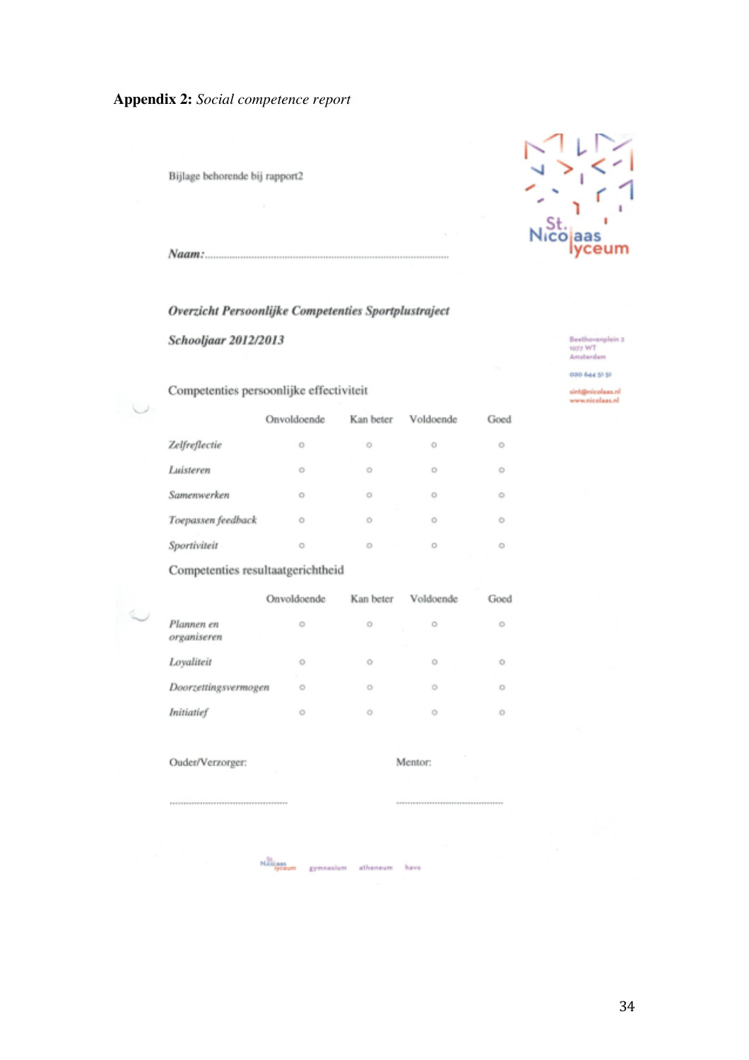**Appendix 2:** *Social competence report*

Bijlage behorende bij rapport2

St. Nicolaas lyceum

Beethovenplein 2
1077 WT
Amsterdam

020 644 51 51

sint@nicolaas.nl
www.nicolaas.nl

***Naam:***.....................................................................................

***Overzicht Persoonlijke Competenties Sportplustraject***

***Schooljaar 2012/2013***

Competenties persoonlijke effectiviteit

| | Onvoldoende | Kan beter | Voldoende | Goed |
|---|---|---|---|---|
| *Zelfreflectie* | ○ | ○ | ○ | ○ |
| *Luisteren* | ○ | ○ | ○ | ○ |
| *Samenwerken* | ○ | ○ | ○ | ○ |
| *Toepassen feedback* | ○ | ○ | ○ | ○ |
| *Sportiviteit* | ○ | ○ | ○ | ○ |

Competenties resultaatgerichtheid

| | Onvoldoende | Kan beter | Voldoende | Goed |
|---|---|---|---|---|
| *Plannen en organiseren* | ○ | ○ | ○ | ○ |
| *Loyaliteit* | ○ | ○ | ○ | ○ |
| *Doorzettingsvermogen* | ○ | ○ | ○ | ○ |
| *Initiatief* | ○ | ○ | ○ | ○ |

Ouder/Verzorger: ..................................................

Mentor: ..................................................

St. Nicolaas lyceum gymnasium atheneum havo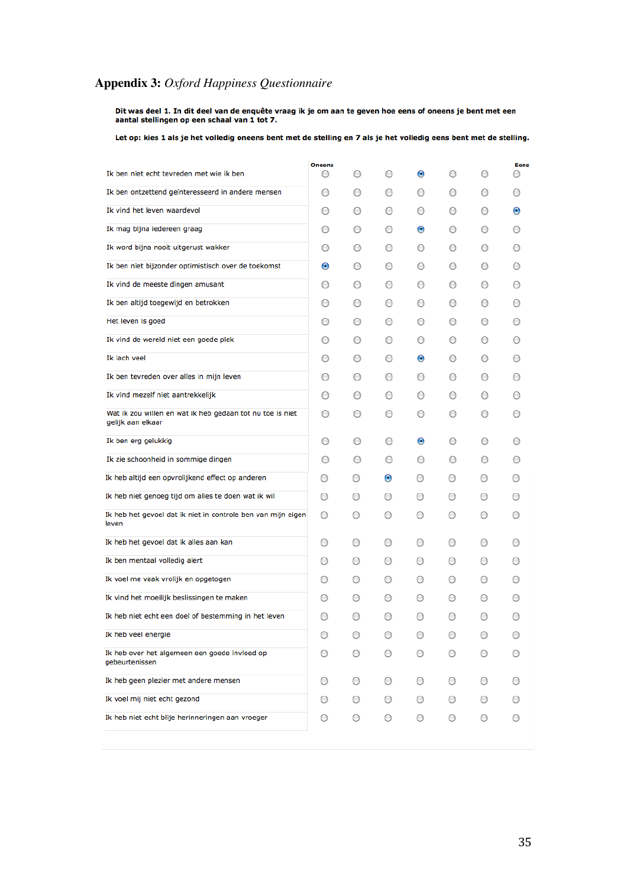# Appendix 3: *Oxford Happiness Questionnaire*

**Dit was deel 1. In dit deel van de enquête vraag ik je om aan te geven hoe eens of oneens je bent met een aantal stellingen op een schaal van 1 tot 7.**

**Let op: kies 1 als je het volledig oneens bent met de stelling en 7 als je het volledig eens bent met de stelling.**

| | Oneens | | | | | | Eens |
|---|---|---|---|---|---|---|---|
| Ik ben niet echt tevreden met wie ik ben | ○ | ○ | ○ | ◉ | ○ | ○ | ○ |
| Ik ben ontzettend geïnteresseerd in andere mensen | ○ | ○ | ○ | ○ | ○ | ○ | ○ |
| Ik vind het leven waardevol | ○ | ○ | ○ | ○ | ○ | ○ | ◉ |
| Ik mag bijna iedereen graag | ○ | ○ | ○ | ◉ | ○ | ○ | ○ |
| Ik word bijna nooit uitgerust wakker | ○ | ○ | ○ | ○ | ○ | ○ | ○ |
| Ik ben niet bijzonder optimistisch over de toekomst | ◉ | ○ | ○ | ○ | ○ | ○ | ○ |
| Ik vind de meeste dingen amusant | ○ | ○ | ○ | ○ | ○ | ○ | ○ |
| Ik ben altijd toegewijd en betrokken | ○ | ○ | ○ | ○ | ○ | ○ | ○ |
| Het leven is goed | ○ | ○ | ○ | ○ | ○ | ○ | ○ |
| Ik vind de wereld niet een goede plek | ○ | ○ | ○ | ○ | ○ | ○ | ○ |
| Ik lach veel | ○ | ○ | ○ | ◉ | ○ | ○ | ○ |
| Ik ben tevreden over alles in mijn leven | ○ | ○ | ○ | ○ | ○ | ○ | ○ |
| Ik vind mezelf niet aantrekkelijk | ○ | ○ | ○ | ○ | ○ | ○ | ○ |
| Wat ik zou willen en wat ik heb gedaan tot nu toe is niet gelijk aan elkaar | ○ | ○ | ○ | ○ | ○ | ○ | ○ |
| Ik ben erg gelukkig | ○ | ○ | ○ | ◉ | ○ | ○ | ○ |
| Ik zie schoonheid in sommige dingen | ○ | ○ | ○ | ○ | ○ | ○ | ○ |
| Ik heb altijd een opvrolijkend effect op anderen | ○ | ○ | ◉ | ○ | ○ | ○ | ○ |
| Ik heb niet genoeg tijd om alles te doen wat ik wil | ○ | ○ | ○ | ○ | ○ | ○ | ○ |
| Ik heb het gevoel dat ik niet in controle ben van mijn eigen leven | ○ | ○ | ○ | ○ | ○ | ○ | ○ |
| Ik heb het gevoel dat ik alles aan kan | ○ | ○ | ○ | ○ | ○ | ○ | ○ |
| Ik ben mentaal volledig alert | ○ | ○ | ○ | ○ | ○ | ○ | ○ |
| Ik voel me vaak vrolijk en opgetogen | ○ | ○ | ○ | ○ | ○ | ○ | ○ |
| Ik vind het moeilijk beslissingen te maken | ○ | ○ | ○ | ○ | ○ | ○ | ○ |
| Ik heb niet echt een doel of bestemming in het leven | ○ | ○ | ○ | ○ | ○ | ○ | ○ |
| Ik heb veel energie | ○ | ○ | ○ | ○ | ○ | ○ | ○ |
| Ik heb over het algemeen een goede invloed op gebeurtenissen | ○ | ○ | ○ | ○ | ○ | ○ | ○ |
| Ik heb geen plezier met andere mensen | ○ | ○ | ○ | ○ | ○ | ○ | ○ |
| Ik voel mij niet echt gezond | ○ | ○ | ○ | ○ | ○ | ○ | ○ |
| Ik heb niet echt blije herinneringen aan vroeger | ○ | ○ | ○ | ○ | ○ | ○ | ○ |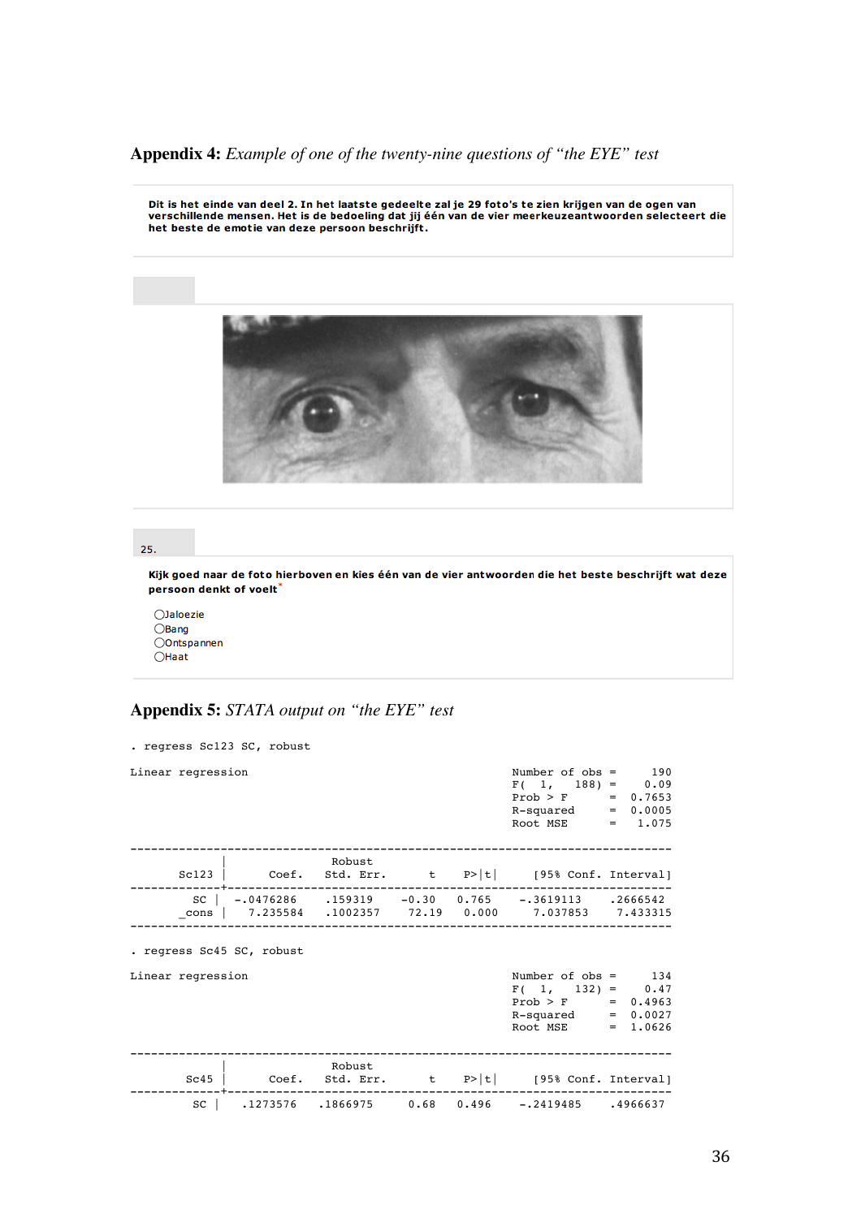## **Appendix 4:** *Example of one of the twenty-nine questions of "the EYE" test*

**Dit is het einde van deel 2. In het laatste gedeelte zal je 29 foto's te zien krijgen van de ogen van verschillende mensen. Het is de bedoeling dat jij één van de vier meerkeuzeantwoorden selecteert die het beste de emotie van deze persoon beschrijft.**

25.

**Kijk goed naar de foto hierboven en kies één van de vier antwoorden die het beste beschrijft wat deze persoon denkt of voelt**\*

- ◯ Jaloezie
- ◯ Bang
- ◯ Ontspannen
- ◯ Haat

## **Appendix 5:** *STATA output on "the EYE" test*

```
. regress Sc123 SC, robust

Linear regression                                      Number of obs =     190
                                                       F(  1,   188) =    0.09
                                                       Prob > F      =  0.7653
                                                       R-squared     =  0.0005
                                                       Root MSE      =   1.075

------------------------------------------------------------------------------
             |               Robust
       Sc123 |      Coef.   Std. Err.      t    P>|t|     [95% Conf. Interval]
-------------+----------------------------------------------------------------
          SC |  -.0476286    .159319    -0.30   0.765    -.3619113    .2666542
       _cons |   7.235584   .1002357    72.19   0.000     7.037853    7.433315
------------------------------------------------------------------------------

. regress Sc45 SC, robust

Linear regression                                      Number of obs =     134
                                                       F(  1,   132) =    0.47
                                                       Prob > F      =  0.4963
                                                       R-squared     =  0.0027
                                                       Root MSE      =  1.0626

------------------------------------------------------------------------------
             |               Robust
        Sc45 |      Coef.   Std. Err.      t    P>|t|     [95% Conf. Interval]
-------------+----------------------------------------------------------------
          SC |   .1273576   .1866975     0.68   0.496    -.2419485    .4966637
```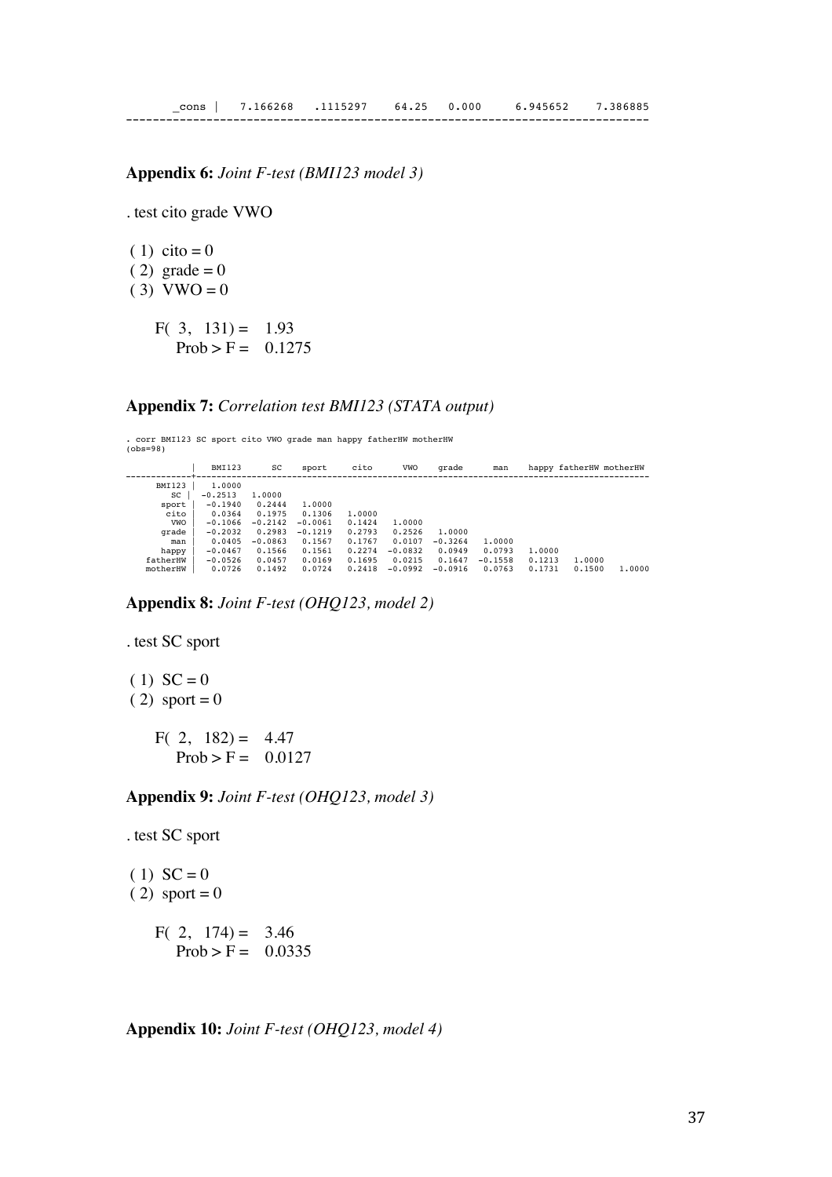```
       _cons |   7.166268   .1115297    64.25   0.000     6.945652    7.386885
------------------------------------------------------------------------------
```

**Appendix 6:** *Joint F-test (BMI123 model 3)*

```
. test cito grade VWO

 ( 1)  cito = 0
 ( 2)  grade = 0
 ( 3)  VWO = 0

       F(  3,   131) =    1.93
            Prob > F =    0.1275
```

**Appendix 7:** *Correlation test BMI123 (STATA output)*

```
. corr BMI123 SC sport cito VWO grade man happy fatherHW motherHW
(obs=98)

             |   BMI123       SC    sport     cito      VWO    grade      man    happy fatherHW motherHW
-------------+------------------------------------------------------------------------------------------
      BMI123 |   1.0000
          SC |  -0.2513   1.0000
       sport |  -0.1940   0.2444   1.0000
        cito |   0.0364   0.1975   0.1306   1.0000
         VWO |  -0.1066  -0.2142  -0.0061   0.1424   1.0000
       grade |  -0.2032   0.2983  -0.1219   0.2793   0.2526   1.0000
         man |   0.0405  -0.0863   0.1567   0.1767   0.0107  -0.3264   1.0000
       happy |  -0.0467   0.1566   0.1561   0.2274  -0.0832   0.0949   0.0793   1.0000
    fatherHW |  -0.0526   0.0457   0.0169   0.1695   0.0215   0.1647  -0.1558   0.1213   1.0000
    motherHW |   0.0726   0.1492   0.0724   0.2418  -0.0992  -0.0916   0.0763   0.1731   0.1500   1.0000
```

**Appendix 8:** *Joint F-test (OHQ123, model 2)*

```
. test SC sport

 ( 1)  SC = 0
 ( 2)  sport = 0

       F(  2,   182) =    4.47
            Prob > F =    0.0127
```

**Appendix 9:** *Joint F-test (OHQ123, model 3)*

```
. test SC sport

 ( 1)  SC = 0
 ( 2)  sport = 0

       F(  2,   174) =    3.46
            Prob > F =    0.0335
```

**Appendix 10:** *Joint F-test (OHQ123, model 4)*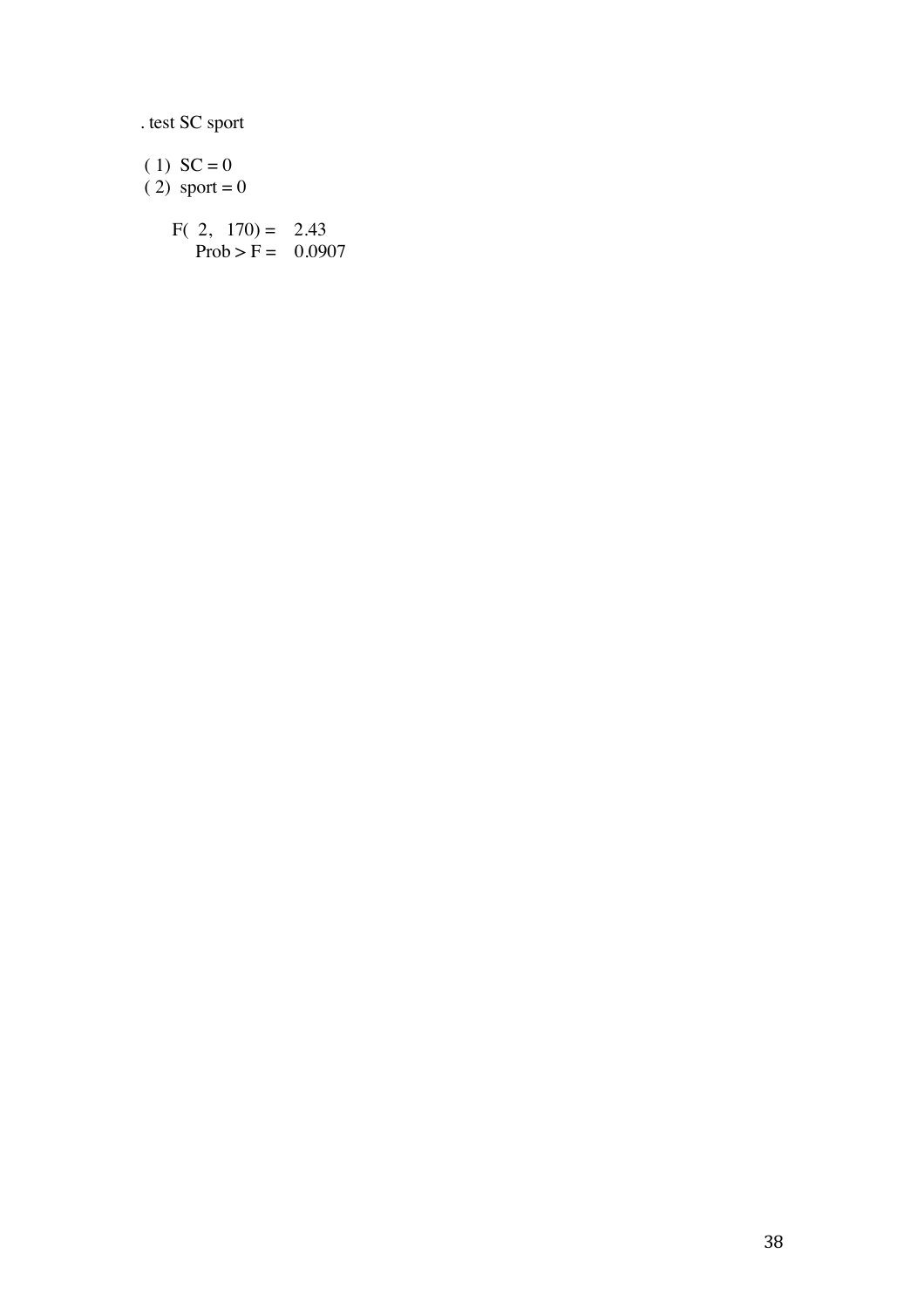```
. test SC sport

 ( 1)  SC = 0
 ( 2)  sport = 0

       F(  2,   170) =    2.43
            Prob > F =    0.0907
```